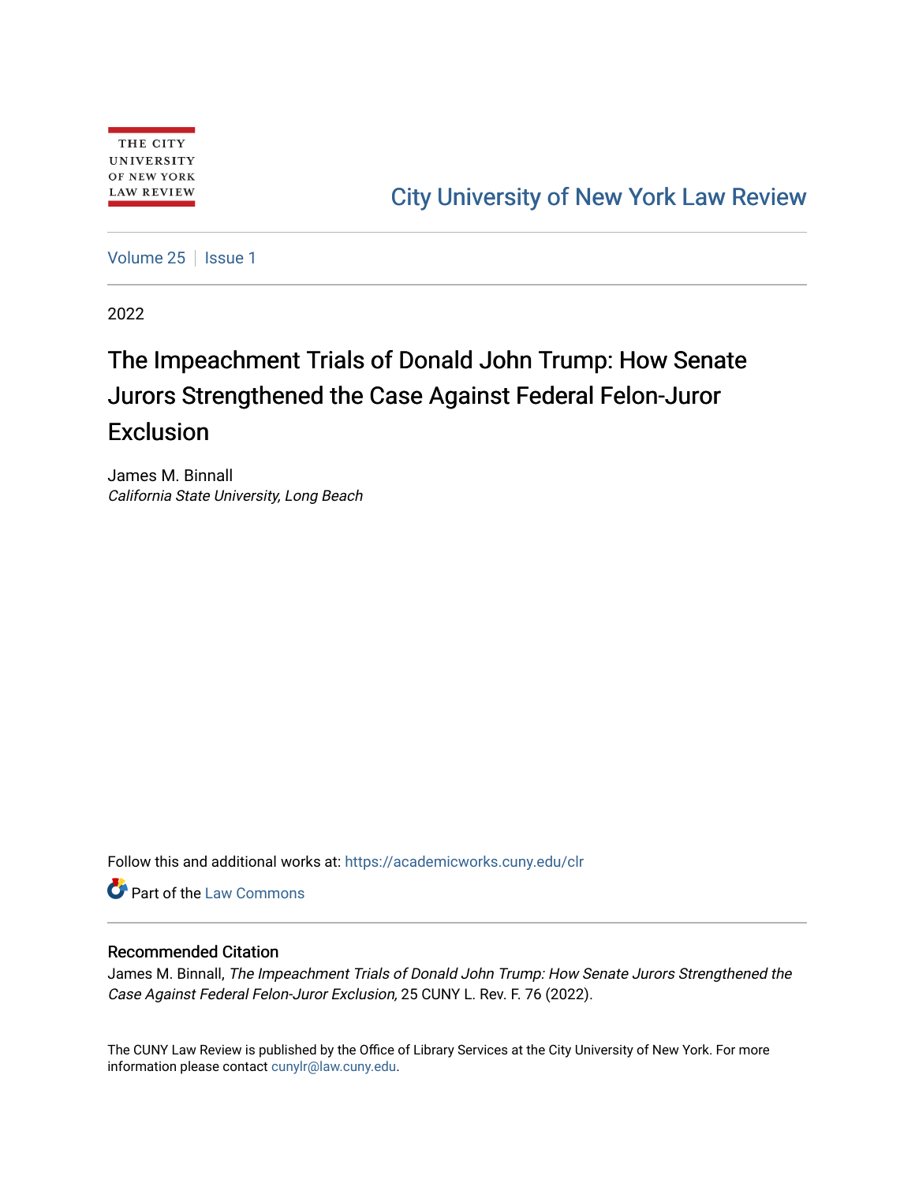THE CITY UNIVERSITY OF NEW YORK LAW REVIEW

City University of New York Law Review

Volume 25 | Issue 1

2022

# The Impeachment Trials of Donald John Trump: How Senate Jurors Strengthened the Case Against Federal Felon-Juror Exclusion

James M. Binnall
*California State University, Long Beach*

Follow this and additional works at: https://academicworks.cuny.edu/clr

Part of the Law Commons

## Recommended Citation

James M. Binnall, *The Impeachment Trials of Donald John Trump: How Senate Jurors Strengthened the Case Against Federal Felon-Juror Exclusion,* 25 CUNY L. Rev. F. 76 (2022).

The CUNY Law Review is published by the Office of Library Services at the City University of New York. For more information please contact cunylr@law.cuny.edu.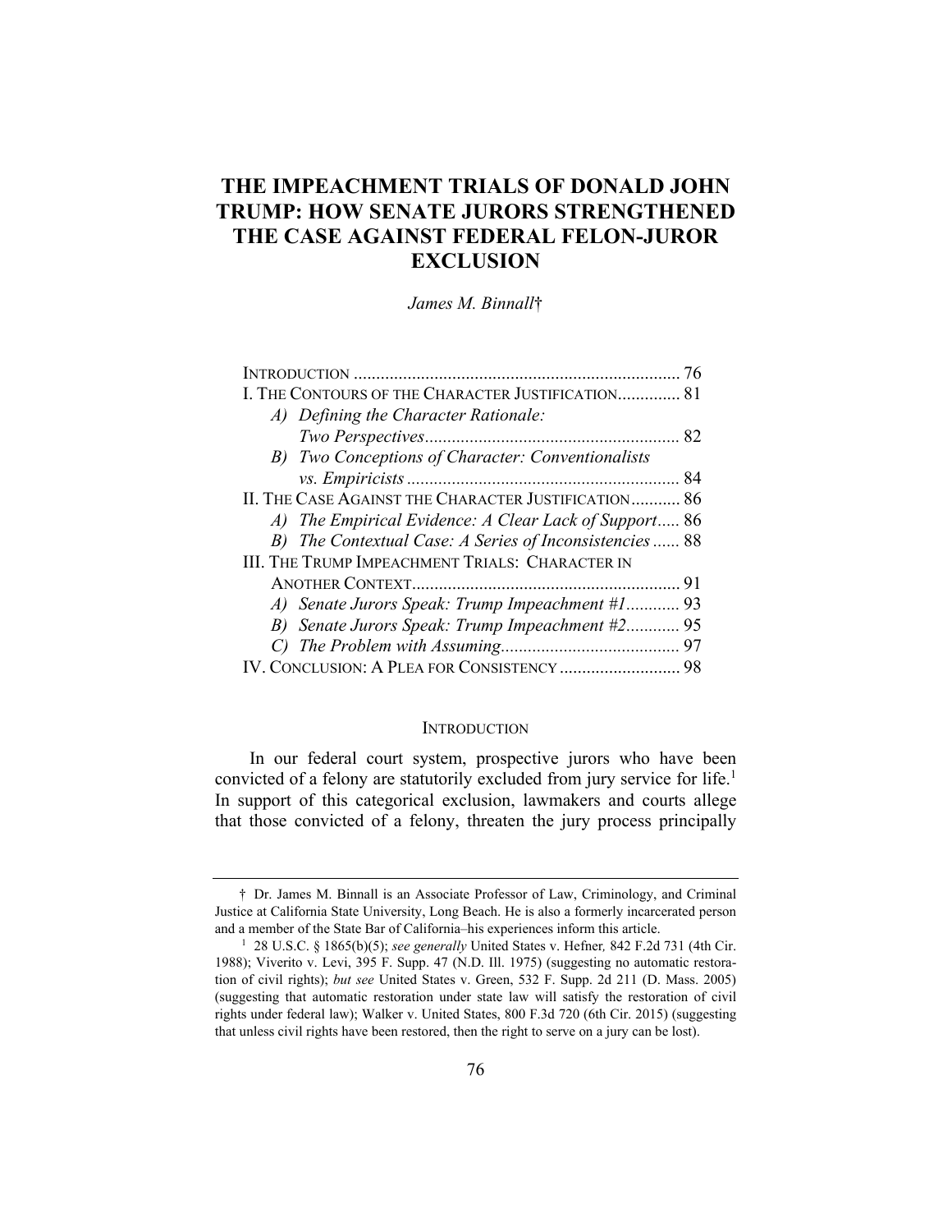# THE IMPEACHMENT TRIALS OF DONALD JOHN TRUMP: HOW SENATE JURORS STRENGTHENED THE CASE AGAINST FEDERAL FELON-JUROR EXCLUSION

*James M. Binnall*†

| | |
|---|---|
| INTRODUCTION | 76 |
| I. THE CONTOURS OF THE CHARACTER JUSTIFICATION | 81 |
| *A) Defining the Character Rationale: Two Perspectives* | 82 |
| *B) Two Conceptions of Character: Conventionalists vs. Empiricists* | 84 |
| II. THE CASE AGAINST THE CHARACTER JUSTIFICATION | 86 |
| *A) The Empirical Evidence: A Clear Lack of Support* | 86 |
| *B) The Contextual Case: A Series of Inconsistencies* | 88 |
| III. THE TRUMP IMPEACHMENT TRIALS: CHARACTER IN ANOTHER CONTEXT | 91 |
| *A) Senate Jurors Speak: Trump Impeachment #1* | 93 |
| *B) Senate Jurors Speak: Trump Impeachment #2* | 95 |
| *C) The Problem with Assuming* | 97 |
| IV. CONCLUSION: A PLEA FOR CONSISTENCY | 98 |

## INTRODUCTION

In our federal court system, prospective jurors who have been convicted of a felony are statutorily excluded from jury service for life.[1] In support of this categorical exclusion, lawmakers and courts allege that those convicted of a felony, threaten the jury process principally

---

† Dr. James M. Binnall is an Associate Professor of Law, Criminology, and Criminal Justice at California State University, Long Beach. He is also a formerly incarcerated person and a member of the State Bar of California–his experiences inform this article.

[1] 28 U.S.C. § 1865(b)(5); *see generally* United States v. Hefner*,* 842 F.2d 731 (4th Cir. 1988); Viverito v. Levi, 395 F. Supp. 47 (N.D. Ill. 1975) (suggesting no automatic restoration of civil rights); *but see* United States v. Green, 532 F. Supp. 2d 211 (D. Mass. 2005) (suggesting that automatic restoration under state law will satisfy the restoration of civil rights under federal law); Walker v. United States, 800 F.3d 720 (6th Cir. 2015) (suggesting that unless civil rights have been restored, then the right to serve on a jury can be lost).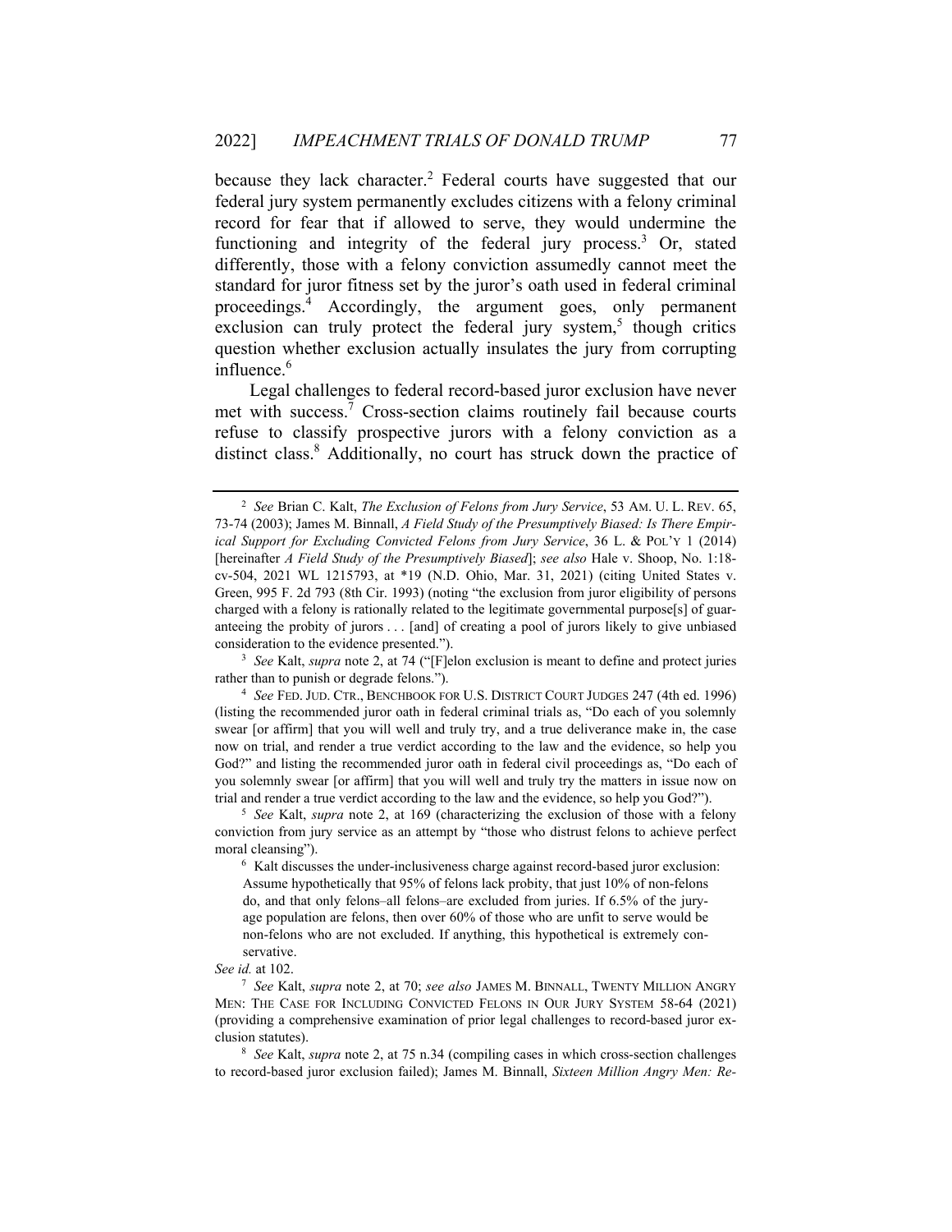because they lack character.[2] Federal courts have suggested that our federal jury system permanently excludes citizens with a felony criminal record for fear that if allowed to serve, they would undermine the functioning and integrity of the federal jury process.[3] Or, stated differently, those with a felony conviction assumedly cannot meet the standard for juror fitness set by the juror's oath used in federal criminal proceedings.[4] Accordingly, the argument goes, only permanent exclusion can truly protect the federal jury system,[5] though critics question whether exclusion actually insulates the jury from corrupting influence.[6]

Legal challenges to federal record-based juror exclusion have never met with success.[7] Cross-section claims routinely fail because courts refuse to classify prospective jurors with a felony conviction as a distinct class.[8] Additionally, no court has struck down the practice of

---

[2] *See* Brian C. Kalt, *The Exclusion of Felons from Jury Service*, 53 AM. U. L. REV. 65, 73-74 (2003); James M. Binnall, *A Field Study of the Presumptively Biased: Is There Empirical Support for Excluding Convicted Felons from Jury Service*, 36 L. & POL'Y 1 (2014) [hereinafter *A Field Study of the Presumptively Biased*]; *see also* Hale v. Shoop, No. 1:18-cv-504, 2021 WL 1215793, at *19 (N.D. Ohio, Mar. 31, 2021) (citing United States v. Green, 995 F. 2d 793 (8th Cir. 1993) (noting "the exclusion from juror eligibility of persons charged with a felony is rationally related to the legitimate governmental purpose[s] of guaranteeing the probity of jurors . . . [and] of creating a pool of jurors likely to give unbiased consideration to the evidence presented.").

[3] *See* Kalt, *supra* note 2, at 74 ("[F]elon exclusion is meant to define and protect juries rather than to punish or degrade felons.").

[4] *See* FED. JUD. CTR., BENCHBOOK FOR U.S. DISTRICT COURT JUDGES 247 (4th ed. 1996) (listing the recommended juror oath in federal criminal trials as, "Do each of you solemnly swear [or affirm] that you will well and truly try, and a true deliverance make in, the case now on trial, and render a true verdict according to the law and the evidence, so help you God?" and listing the recommended juror oath in federal civil proceedings as, "Do each of you solemnly swear [or affirm] that you will well and truly try the matters in issue now on trial and render a true verdict according to the law and the evidence, so help you God?").

[5] *See* Kalt, *supra* note 2, at 169 (characterizing the exclusion of those with a felony conviction from jury service as an attempt by "those who distrust felons to achieve perfect moral cleansing").

[6] Kalt discusses the under-inclusiveness charge against record-based juror exclusion:

> Assume hypothetically that 95% of felons lack probity, that just 10% of non-felons do, and that only felons–all felons–are excluded from juries. If 6.5% of the jury-age population are felons, then over 60% of those who are unfit to serve would be non-felons who are not excluded. If anything, this hypothetical is extremely conservative.

*See id.* at 102.

[7] *See* Kalt, *supra* note 2, at 70; *see also* JAMES M. BINNALL, TWENTY MILLION ANGRY MEN: THE CASE FOR INCLUDING CONVICTED FELONS IN OUR JURY SYSTEM 58-64 (2021) (providing a comprehensive examination of prior legal challenges to record-based juror exclusion statutes).

[8] *See* Kalt, *supra* note 2, at 75 n.34 (compiling cases in which cross-section challenges to record-based juror exclusion failed); James M. Binnall, *Sixteen Million Angry Men: Re-*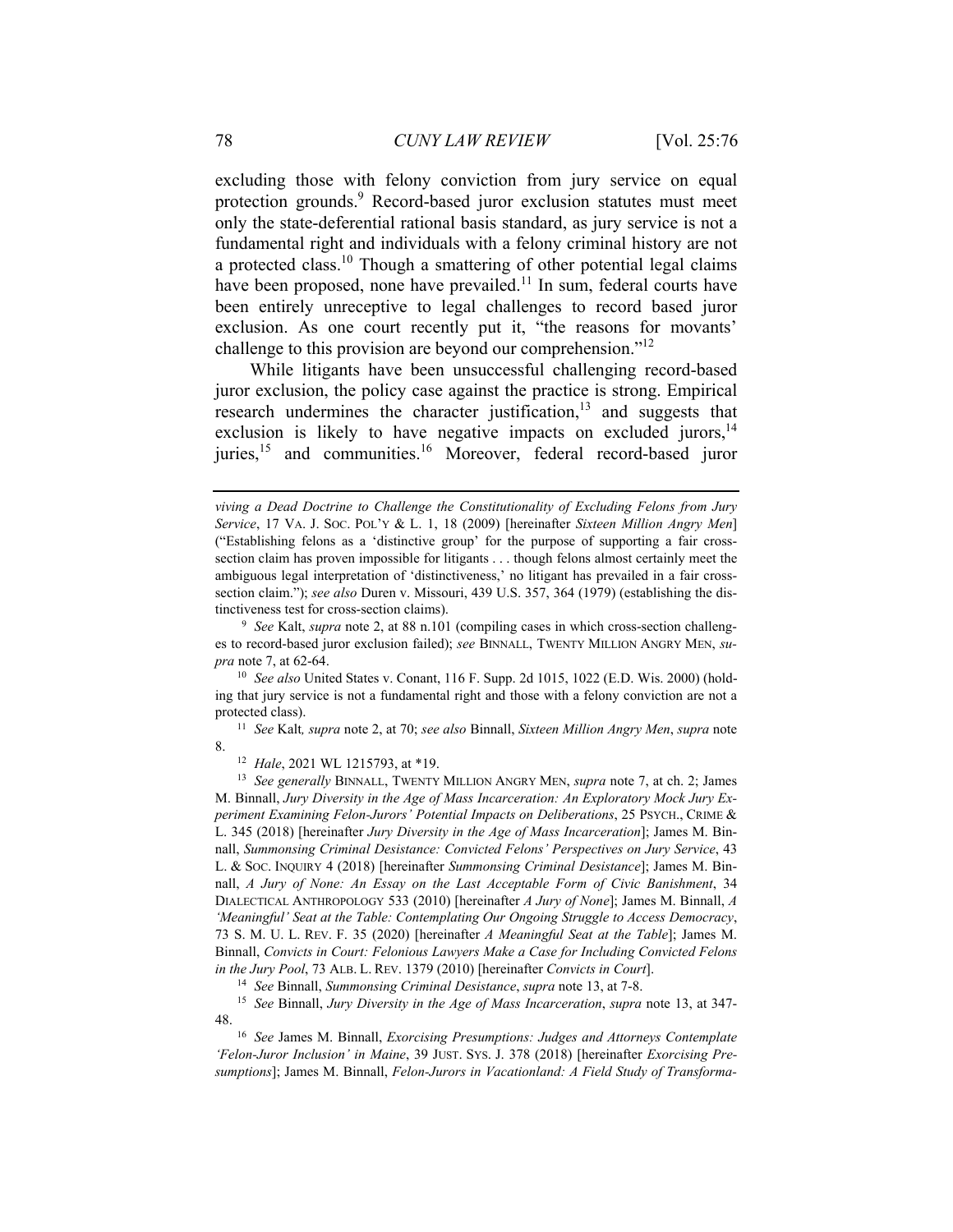excluding those with felony conviction from jury service on equal protection grounds.[9] Record-based juror exclusion statutes must meet only the state-deferential rational basis standard, as jury service is not a fundamental right and individuals with a felony criminal history are not a protected class.[10] Though a smattering of other potential legal claims have been proposed, none have prevailed.[11] In sum, federal courts have been entirely unreceptive to legal challenges to record based juror exclusion. As one court recently put it, "the reasons for movants' challenge to this provision are beyond our comprehension."[12]

While litigants have been unsuccessful challenging record-based juror exclusion, the policy case against the practice is strong. Empirical research undermines the character justification,[13] and suggests that exclusion is likely to have negative impacts on excluded jurors,[14] juries,[15] and communities.[16] Moreover, federal record-based juror

---

*viving a Dead Doctrine to Challenge the Constitutionality of Excluding Felons from Jury Service*, 17 VA. J. SOC. POL'Y & L. 1, 18 (2009) [hereinafter *Sixteen Million Angry Men*] ("Establishing felons as a 'distinctive group' for the purpose of supporting a fair cross-section claim has proven impossible for litigants . . . though felons almost certainly meet the ambiguous legal interpretation of 'distinctiveness,' no litigant has prevailed in a fair cross-section claim."); *see also* Duren v. Missouri, 439 U.S. 357, 364 (1979) (establishing the distinctiveness test for cross-section claims).

[9] *See* Kalt, *supra* note 2, at 88 n.101 (compiling cases in which cross-section challenges to record-based juror exclusion failed); *see* BINNALL, TWENTY MILLION ANGRY MEN, *supra* note 7, at 62-64.

[10] *See also* United States v. Conant, 116 F. Supp. 2d 1015, 1022 (E.D. Wis. 2000) (holding that jury service is not a fundamental right and those with a felony conviction are not a protected class).

[11] *See* Kalt*, supra* note 2, at 70; *see also* Binnall, *Sixteen Million Angry Men*, *supra* note 8.

[12] *Hale*, 2021 WL 1215793, at *19.

[13] *See generally* BINNALL, TWENTY MILLION ANGRY MEN, *supra* note 7, at ch. 2; James M. Binnall, *Jury Diversity in the Age of Mass Incarceration: An Exploratory Mock Jury Experiment Examining Felon-Jurors' Potential Impacts on Deliberations*, 25 PSYCH., CRIME & L. 345 (2018) [hereinafter *Jury Diversity in the Age of Mass Incarceration*]; James M. Binnall, *Summonsing Criminal Desistance: Convicted Felons' Perspectives on Jury Service*, 43 L. & SOC. INQUIRY 4 (2018) [hereinafter *Summonsing Criminal Desistance*]; James M. Binnall, *A Jury of None: An Essay on the Last Acceptable Form of Civic Banishment*, 34 DIALECTICAL ANTHROPOLOGY 533 (2010) [hereinafter *A Jury of None*]; James M. Binnall, *A 'Meaningful' Seat at the Table: Contemplating Our Ongoing Struggle to Access Democracy*, 73 S. M. U. L. REV. F. 35 (2020) [hereinafter *A Meaningful Seat at the Table*]; James M. Binnall, *Convicts in Court: Felonious Lawyers Make a Case for Including Convicted Felons in the Jury Pool*, 73 ALB. L. REV. 1379 (2010) [hereinafter *Convicts in Court*].

[14] *See* Binnall, *Summonsing Criminal Desistance*, *supra* note 13, at 7-8.

[15] *See* Binnall, *Jury Diversity in the Age of Mass Incarceration*, *supra* note 13, at 347-48.

[16] *See* James M. Binnall, *Exorcising Presumptions: Judges and Attorneys Contemplate 'Felon-Juror Inclusion' in Maine*, 39 JUST. SYS. J. 378 (2018) [hereinafter *Exorcising Presumptions*]; James M. Binnall, *Felon-Jurors in Vacationland: A Field Study of Transforma-*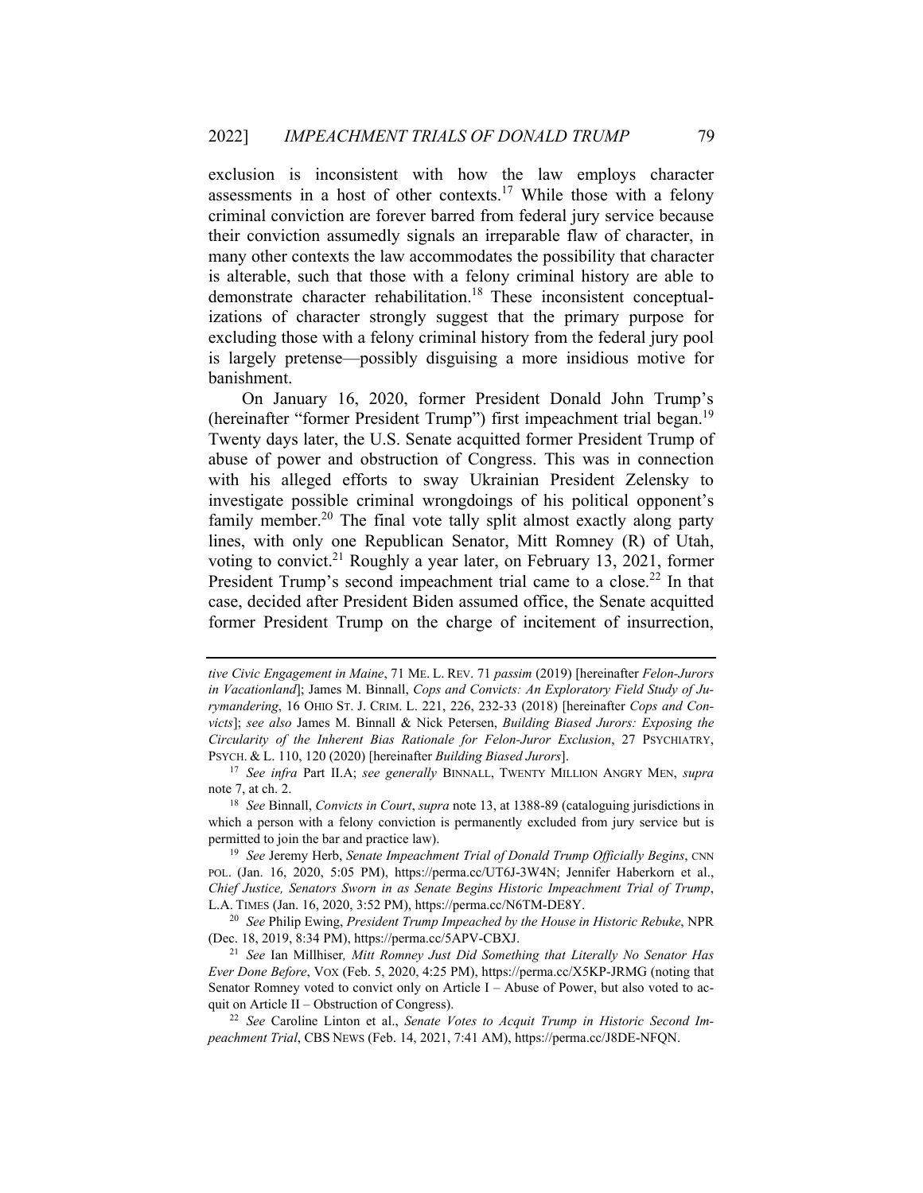exclusion is inconsistent with how the law employs character assessments in a host of other contexts.[17] While those with a felony criminal conviction are forever barred from federal jury service because their conviction assumedly signals an irreparable flaw of character, in many other contexts the law accommodates the possibility that character is alterable, such that those with a felony criminal history are able to demonstrate character rehabilitation.[18] These inconsistent conceptualizations of character strongly suggest that the primary purpose for excluding those with a felony criminal history from the federal jury pool is largely pretense—possibly disguising a more insidious motive for banishment.

On January 16, 2020, former President Donald John Trump's (hereinafter "former President Trump") first impeachment trial began.[19] Twenty days later, the U.S. Senate acquitted former President Trump of abuse of power and obstruction of Congress. This was in connection with his alleged efforts to sway Ukrainian President Zelensky to investigate possible criminal wrongdoings of his political opponent's family member.[20] The final vote tally split almost exactly along party lines, with only one Republican Senator, Mitt Romney (R) of Utah, voting to convict.[21] Roughly a year later, on February 13, 2021, former President Trump's second impeachment trial came to a close.[22] In that case, decided after President Biden assumed office, the Senate acquitted former President Trump on the charge of incitement of insurrection,

---

*tive Civic Engagement in Maine*, 71 ME. L. REV. 71 *passim* (2019) [hereinafter *Felon-Jurors in Vacationland*]; James M. Binnall, *Cops and Convicts: An Exploratory Field Study of Jurymandering*, 16 OHIO ST. J. CRIM. L. 221, 226, 232-33 (2018) [hereinafter *Cops and Convicts*]; *see also* James M. Binnall & Nick Petersen, *Building Biased Jurors: Exposing the Circularity of the Inherent Bias Rationale for Felon-Juror Exclusion*, 27 PSYCHIATRY, PSYCH. & L. 110, 120 (2020) [hereinafter *Building Biased Jurors*].

[17] *See infra* Part II.A; *see generally* BINNALL, TWENTY MILLION ANGRY MEN, *supra* note 7, at ch. 2.

[18] *See* Binnall, *Convicts in Court*, *supra* note 13, at 1388-89 (cataloguing jurisdictions in which a person with a felony conviction is permanently excluded from jury service but is permitted to join the bar and practice law).

[19] *See* Jeremy Herb, *Senate Impeachment Trial of Donald Trump Officially Begins*, CNN POL. (Jan. 16, 2020, 5:05 PM), https://perma.cc/UT6J-3W4N; Jennifer Haberkorn et al., *Chief Justice, Senators Sworn in as Senate Begins Historic Impeachment Trial of Trump*, L.A. TIMES (Jan. 16, 2020, 3:52 PM), https://perma.cc/N6TM-DE8Y.

[20] *See* Philip Ewing, *President Trump Impeached by the House in Historic Rebuke*, NPR (Dec. 18, 2019, 8:34 PM), https://perma.cc/5APV-CBXJ.

[21] *See* Ian Millhiser*, Mitt Romney Just Did Something that Literally No Senator Has Ever Done Before*, VOX (Feb. 5, 2020, 4:25 PM), https://perma.cc/X5KP-JRMG (noting that Senator Romney voted to convict only on Article I – Abuse of Power, but also voted to acquit on Article II – Obstruction of Congress).

[22] *See* Caroline Linton et al., *Senate Votes to Acquit Trump in Historic Second Impeachment Trial*, CBS NEWS (Feb. 14, 2021, 7:41 AM), https://perma.cc/J8DE-NFQN.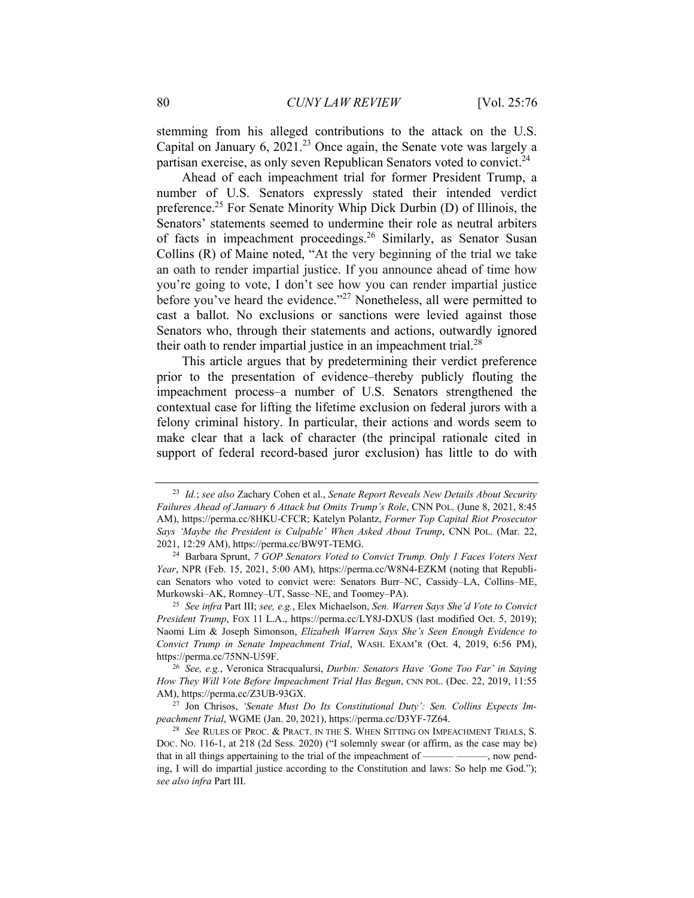stemming from his alleged contributions to the attack on the U.S. Capital on January 6, 2021.[23] Once again, the Senate vote was largely a partisan exercise, as only seven Republican Senators voted to convict.[24]

Ahead of each impeachment trial for former President Trump, a number of U.S. Senators expressly stated their intended verdict preference.[25] For Senate Minority Whip Dick Durbin (D) of Illinois, the Senators' statements seemed to undermine their role as neutral arbiters of facts in impeachment proceedings.[26] Similarly, as Senator Susan Collins (R) of Maine noted, "At the very beginning of the trial we take an oath to render impartial justice. If you announce ahead of time how you're going to vote, I don't see how you can render impartial justice before you've heard the evidence."[27] Nonetheless, all were permitted to cast a ballot. No exclusions or sanctions were levied against those Senators who, through their statements and actions, outwardly ignored their oath to render impartial justice in an impeachment trial.[28]

This article argues that by predetermining their verdict preference prior to the presentation of evidence–thereby publicly flouting the impeachment process–a number of U.S. Senators strengthened the contextual case for lifting the lifetime exclusion on federal jurors with a felony criminal history. In particular, their actions and words seem to make clear that a lack of character (the principal rationale cited in support of federal record-based juror exclusion) has little to do with

---

[23] *Id.*; *see also* Zachary Cohen et al., *Senate Report Reveals New Details About Security Failures Ahead of January 6 Attack but Omits Trump's Role*, CNN POL. (June 8, 2021, 8:45 AM), https://perma.cc/8HKU-CFCR; Katelyn Polantz, *Former Top Capital Riot Prosecutor Says 'Maybe the President is Culpable' When Asked About Trump*, CNN POL. (Mar. 22, 2021, 12:29 AM), https://perma.cc/BW9T-TEMG.

[24] Barbara Sprunt, *7 GOP Senators Voted to Convict Trump. Only 1 Faces Voters Next Year*, NPR (Feb. 15, 2021, 5:00 AM), https://perma.cc/W8N4-EZKM (noting that Republican Senators who voted to convict were: Senators Burr–NC, Cassidy–LA, Collins–ME, Murkowski–AK, Romney–UT, Sasse–NE, and Toomey–PA).

[25] *See infra* Part III; *see, e.g.*, Elex Michaelson, *Sen. Warren Says She'd Vote to Convict President Trump*, FOX 11 L.A., https://perma.cc/LY8J-DXUS (last modified Oct. 5, 2019); Naomi Lim & Joseph Simonson, *Elizabeth Warren Says She's Seen Enough Evidence to Convict Trump in Senate Impeachment Trial*, WASH. EXAM'R (Oct. 4, 2019, 6:56 PM), https://perma.cc/75NN-U59F.

[26] *See, e.g.*, Veronica Stracqualursi, *Durbin: Senators Have 'Gone Too Far' in Saying How They Will Vote Before Impeachment Trial Has Begun*, CNN POL. (Dec. 22, 2019, 11:55 AM), https://perma.cc/Z3UB-93GX.

[27] Jon Chrisos, *'Senate Must Do Its Constitutional Duty': Sen. Collins Expects Impeachment Trial*, WGME (Jan. 20, 2021), https://perma.cc/D3YF-7Z64.

[28] *See* RULES OF PROC. & PRACT. IN THE S. WHEN SITTING ON IMPEACHMENT TRIALS, S. DOC. NO. 116-1, at 218 (2d Sess. 2020) ("I solemnly swear (or affirm, as the case may be) that in all things appertaining to the trial of the impeachment of ——— ———, now pending, I will do impartial justice according to the Constitution and laws: So help me God."); *see also infra* Part III.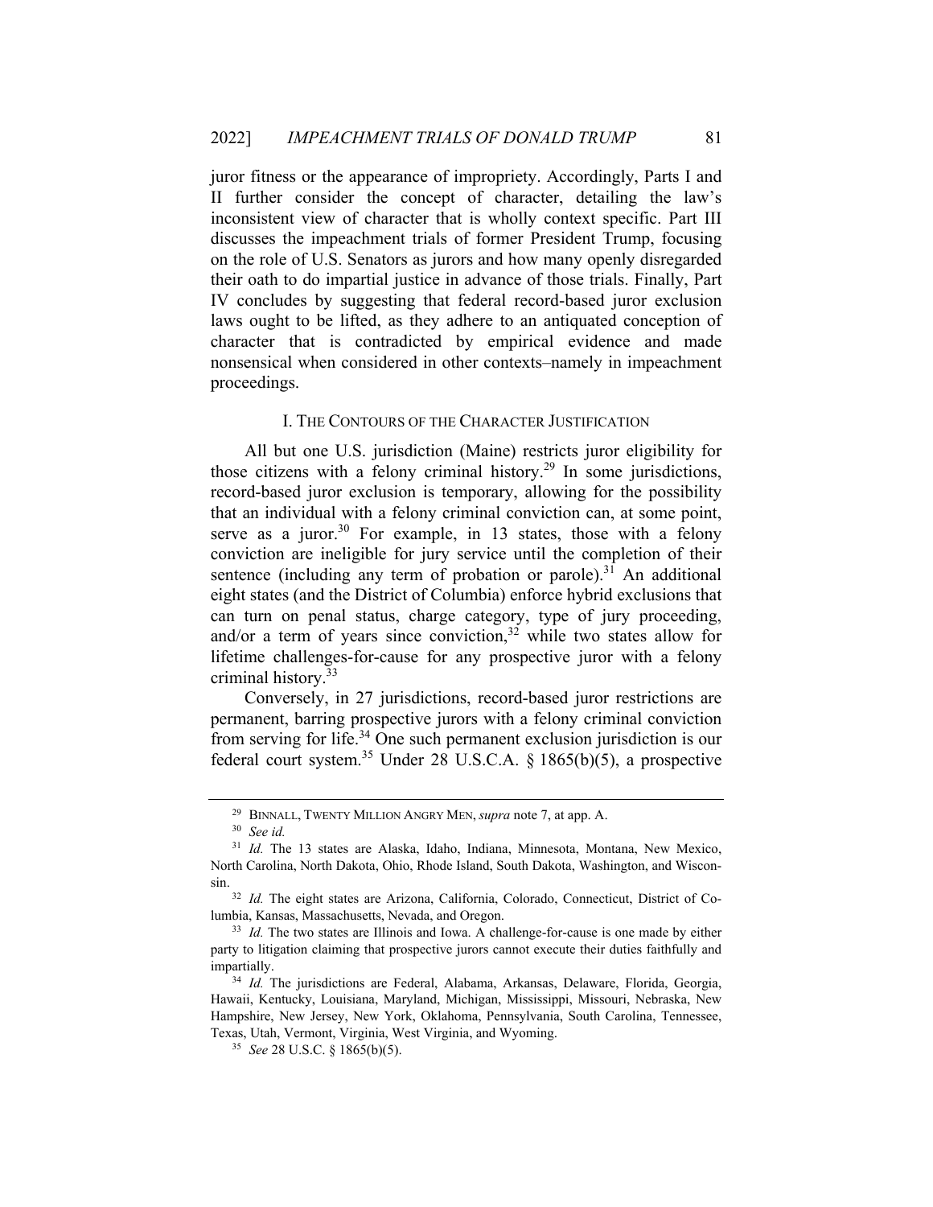juror fitness or the appearance of impropriety. Accordingly, Parts I and II further consider the concept of character, detailing the law's inconsistent view of character that is wholly context specific. Part III discusses the impeachment trials of former President Trump, focusing on the role of U.S. Senators as jurors and how many openly disregarded their oath to do impartial justice in advance of those trials. Finally, Part IV concludes by suggesting that federal record-based juror exclusion laws ought to be lifted, as they adhere to an antiquated conception of character that is contradicted by empirical evidence and made nonsensical when considered in other contexts–namely in impeachment proceedings.

## I. THE CONTOURS OF THE CHARACTER JUSTIFICATION

All but one U.S. jurisdiction (Maine) restricts juror eligibility for those citizens with a felony criminal history.[29] In some jurisdictions, record-based juror exclusion is temporary, allowing for the possibility that an individual with a felony criminal conviction can, at some point, serve as a juror.[30] For example, in 13 states, those with a felony conviction are ineligible for jury service until the completion of their sentence (including any term of probation or parole).[31] An additional eight states (and the District of Columbia) enforce hybrid exclusions that can turn on penal status, charge category, type of jury proceeding, and/or a term of years since conviction,[32] while two states allow for lifetime challenges-for-cause for any prospective juror with a felony criminal history.[33]

Conversely, in 27 jurisdictions, record-based juror restrictions are permanent, barring prospective jurors with a felony criminal conviction from serving for life.[34] One such permanent exclusion jurisdiction is our federal court system.[35] Under 28 U.S.C.A. § 1865(b)(5), a prospective

---

[29] BINNALL, TWENTY MILLION ANGRY MEN, *supra* note 7, at app. A.

[30] *See id.*

[31] *Id.* The 13 states are Alaska, Idaho, Indiana, Minnesota, Montana, New Mexico, North Carolina, North Dakota, Ohio, Rhode Island, South Dakota, Washington, and Wisconsin.

[32] *Id.* The eight states are Arizona, California, Colorado, Connecticut, District of Columbia, Kansas, Massachusetts, Nevada, and Oregon.

[33] *Id.* The two states are Illinois and Iowa. A challenge-for-cause is one made by either party to litigation claiming that prospective jurors cannot execute their duties faithfully and impartially.

[34] *Id.* The jurisdictions are Federal, Alabama, Arkansas, Delaware, Florida, Georgia, Hawaii, Kentucky, Louisiana, Maryland, Michigan, Mississippi, Missouri, Nebraska, New Hampshire, New Jersey, New York, Oklahoma, Pennsylvania, South Carolina, Tennessee, Texas, Utah, Vermont, Virginia, West Virginia, and Wyoming.

[35] *See* 28 U.S.C. § 1865(b)(5).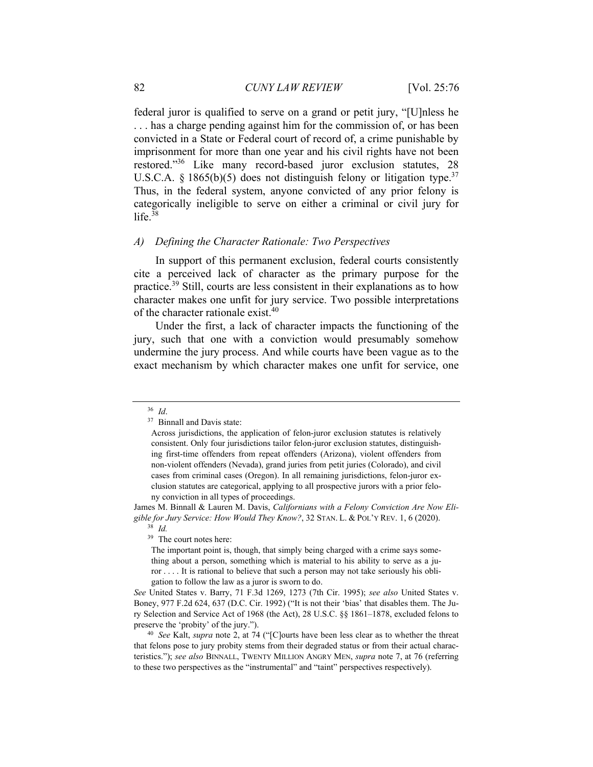federal juror is qualified to serve on a grand or petit jury, "[U]nless he . . . has a charge pending against him for the commission of, or has been convicted in a State or Federal court of record of, a crime punishable by imprisonment for more than one year and his civil rights have not been restored."[36] Like many record-based juror exclusion statutes, 28 U.S.C.A. § 1865(b)(5) does not distinguish felony or litigation type.[37] Thus, in the federal system, anyone convicted of any prior felony is categorically ineligible to serve on either a criminal or civil jury for life.[38]

### *A) Defining the Character Rationale: Two Perspectives*

In support of this permanent exclusion, federal courts consistently cite a perceived lack of character as the primary purpose for the practice.[39] Still, courts are less consistent in their explanations as to how character makes one unfit for jury service. Two possible interpretations of the character rationale exist.[40]

Under the first, a lack of character impacts the functioning of the jury, such that one with a conviction would presumably somehow undermine the jury process. And while courts have been vague as to the exact mechanism by which character makes one unfit for service, one

---

[36] *Id*.

[37] Binnall and Davis state:

> Across jurisdictions, the application of felon-juror exclusion statutes is relatively consistent. Only four jurisdictions tailor felon-juror exclusion statutes, distinguishing first-time offenders from repeat offenders (Arizona), violent offenders from non-violent offenders (Nevada), grand juries from petit juries (Colorado), and civil cases from criminal cases (Oregon). In all remaining jurisdictions, felon-juror exclusion statutes are categorical, applying to all prospective jurors with a prior felony conviction in all types of proceedings.

James M. Binnall & Lauren M. Davis, *Californians with a Felony Conviction Are Now Eligible for Jury Service: How Would They Know?*, 32 STAN. L. & POL'Y REV. 1, 6 (2020).

[38] *Id.*

[39] The court notes here:

> The important point is, though, that simply being charged with a crime says something about a person, something which is material to his ability to serve as a juror . . . . It is rational to believe that such a person may not take seriously his obligation to follow the law as a juror is sworn to do.

*See* United States v. Barry, 71 F.3d 1269, 1273 (7th Cir. 1995); *see also* United States v. Boney, 977 F.2d 624, 637 (D.C. Cir. 1992) ("It is not their 'bias' that disables them. The Jury Selection and Service Act of 1968 (the Act), 28 U.S.C. §§ 1861–1878, excluded felons to preserve the 'probity' of the jury.").

[40] *See* Kalt, *supra* note 2, at 74 ("[C]ourts have been less clear as to whether the threat that felons pose to jury probity stems from their degraded status or from their actual characteristics."); *see also* BINNALL, TWENTY MILLION ANGRY MEN, *supra* note 7, at 76 (referring to these two perspectives as the "instrumental" and "taint" perspectives respectively).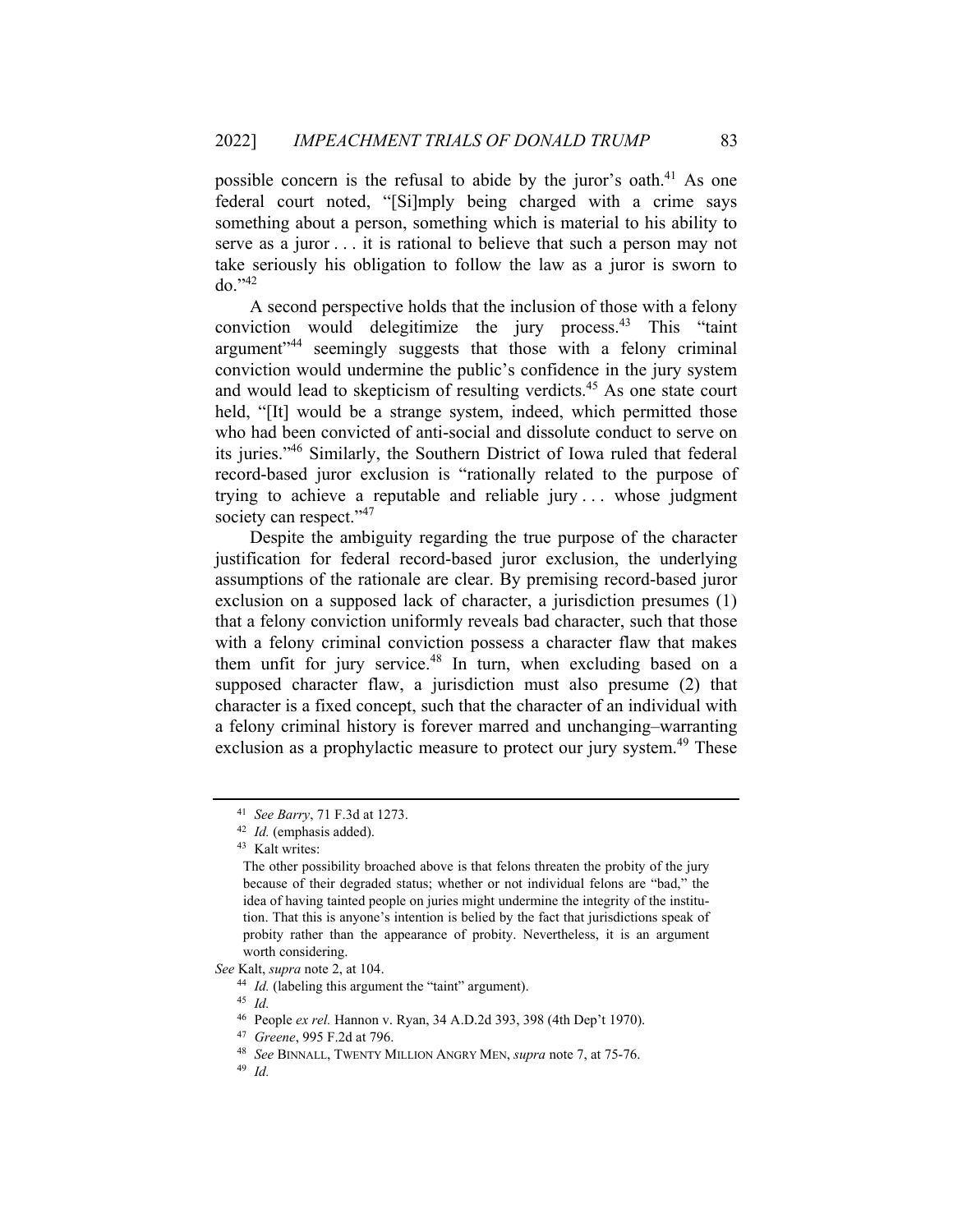possible concern is the refusal to abide by the juror's oath.[41] As one federal court noted, "[Si]mply being charged with a crime says something about a person, something which is material to his ability to serve as a juror . . . it is rational to believe that such a person may not take seriously his obligation to follow the law as a juror is sworn to do."[42]

A second perspective holds that the inclusion of those with a felony conviction would delegitimize the jury process.[43] This "taint argument"[44] seemingly suggests that those with a felony criminal conviction would undermine the public's confidence in the jury system and would lead to skepticism of resulting verdicts.[45] As one state court held, "[It] would be a strange system, indeed, which permitted those who had been convicted of anti-social and dissolute conduct to serve on its juries."[46] Similarly, the Southern District of Iowa ruled that federal record-based juror exclusion is "rationally related to the purpose of trying to achieve a reputable and reliable jury . . . whose judgment society can respect."[47]

Despite the ambiguity regarding the true purpose of the character justification for federal record-based juror exclusion, the underlying assumptions of the rationale are clear. By premising record-based juror exclusion on a supposed lack of character, a jurisdiction presumes (1) that a felony conviction uniformly reveals bad character, such that those with a felony criminal conviction possess a character flaw that makes them unfit for jury service.[48] In turn, when excluding based on a supposed character flaw, a jurisdiction must also presume (2) that character is a fixed concept, such that the character of an individual with a felony criminal history is forever marred and unchanging–warranting exclusion as a prophylactic measure to protect our jury system.[49] These

---

[41] *See Barry*, 71 F.3d at 1273.

[42] *Id.* (emphasis added).

[43] Kalt writes:

> The other possibility broached above is that felons threaten the probity of the jury because of their degraded status; whether or not individual felons are "bad," the idea of having tainted people on juries might undermine the integrity of the institution. That this is anyone's intention is belied by the fact that jurisdictions speak of probity rather than the appearance of probity. Nevertheless, it is an argument worth considering.

*See* Kalt, *supra* note 2, at 104.

[44] *Id.* (labeling this argument the "taint" argument).

[45] *Id.*

[46] People *ex rel.* Hannon v. Ryan, 34 A.D.2d 393, 398 (4th Dep't 1970).

[47] *Greene*, 995 F.2d at 796.

[48] *See* BINNALL, TWENTY MILLION ANGRY MEN, *supra* note 7, at 75-76.

[49] *Id.*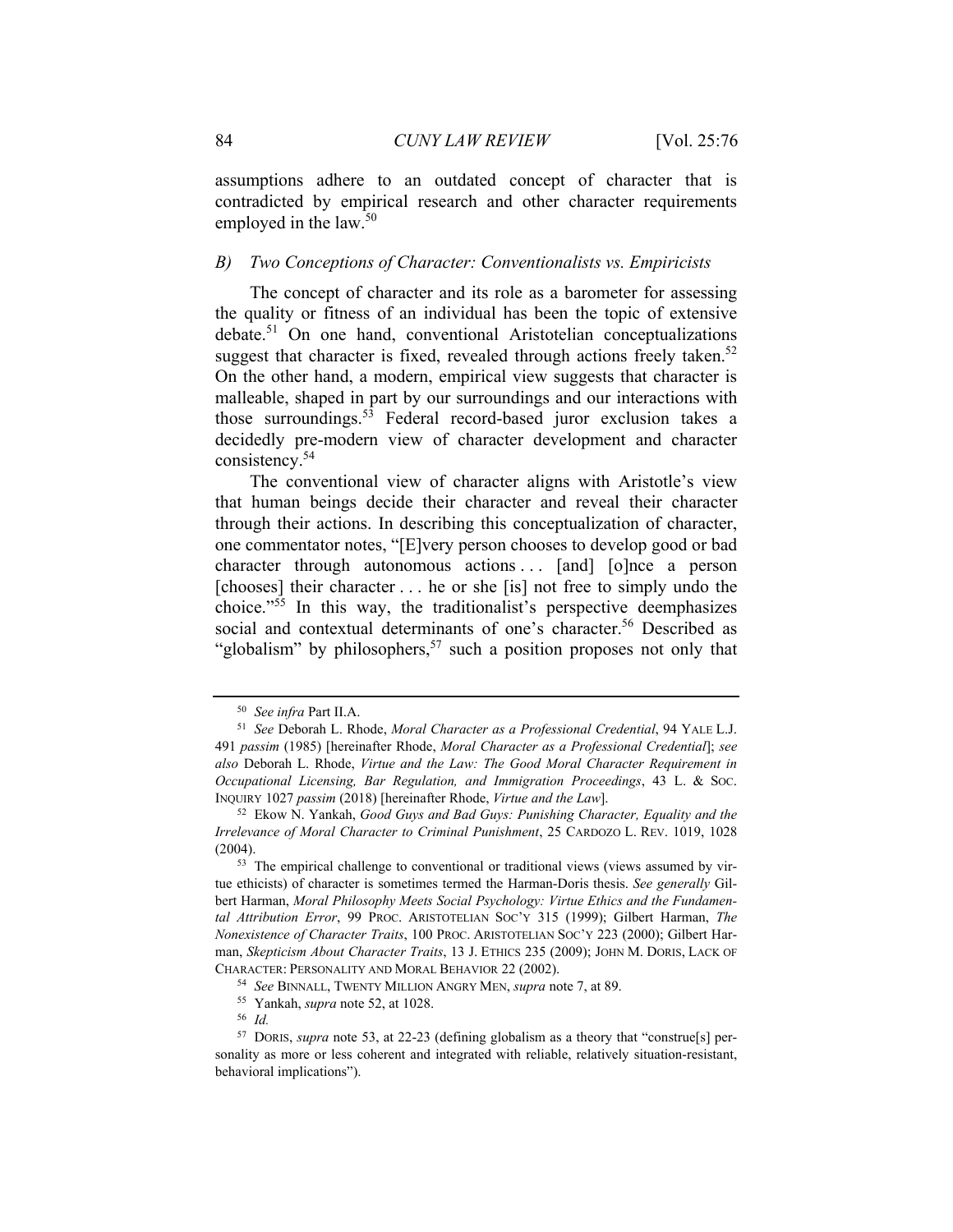assumptions adhere to an outdated concept of character that is contradicted by empirical research and other character requirements employed in the law.[50]

### *B) Two Conceptions of Character: Conventionalists vs. Empiricists*

The concept of character and its role as a barometer for assessing the quality or fitness of an individual has been the topic of extensive debate.[51] On one hand, conventional Aristotelian conceptualizations suggest that character is fixed, revealed through actions freely taken.[52] On the other hand, a modern, empirical view suggests that character is malleable, shaped in part by our surroundings and our interactions with those surroundings.[53] Federal record-based juror exclusion takes a decidedly pre-modern view of character development and character consistency.[54]

The conventional view of character aligns with Aristotle's view that human beings decide their character and reveal their character through their actions. In describing this conceptualization of character, one commentator notes, "[E]very person chooses to develop good or bad character through autonomous actions . . . [and] [o]nce a person [chooses] their character . . . he or she [is] not free to simply undo the choice."[55] In this way, the traditionalist's perspective deemphasizes social and contextual determinants of one's character.[56] Described as "globalism" by philosophers,[57] such a position proposes not only that

---

[50] *See infra* Part II.A.

[51] *See* Deborah L. Rhode, *Moral Character as a Professional Credential*, 94 YALE L.J. 491 *passim* (1985) [hereinafter Rhode, *Moral Character as a Professional Credential*]; *see also* Deborah L. Rhode, *Virtue and the Law: The Good Moral Character Requirement in Occupational Licensing, Bar Regulation, and Immigration Proceedings*, 43 L. & SOC. INQUIRY 1027 *passim* (2018) [hereinafter Rhode, *Virtue and the Law*].

[52] Ekow N. Yankah, *Good Guys and Bad Guys: Punishing Character, Equality and the Irrelevance of Moral Character to Criminal Punishment*, 25 CARDOZO L. REV. 1019, 1028 (2004).

[53] The empirical challenge to conventional or traditional views (views assumed by virtue ethicists) of character is sometimes termed the Harman-Doris thesis. *See generally* Gilbert Harman, *Moral Philosophy Meets Social Psychology: Virtue Ethics and the Fundamental Attribution Error*, 99 PROC. ARISTOTELIAN SOC'Y 315 (1999); Gilbert Harman, *The Nonexistence of Character Traits*, 100 PROC. ARISTOTELIAN SOC'Y 223 (2000); Gilbert Harman, *Skepticism About Character Traits*, 13 J. ETHICS 235 (2009); JOHN M. DORIS, LACK OF CHARACTER: PERSONALITY AND MORAL BEHAVIOR 22 (2002).

[54] *See* BINNALL, TWENTY MILLION ANGRY MEN, *supra* note 7, at 89.

[55] Yankah, *supra* note 52, at 1028.

[56] *Id.*

[57] DORIS, *supra* note 53, at 22-23 (defining globalism as a theory that "construe[s] personality as more or less coherent and integrated with reliable, relatively situation-resistant, behavioral implications").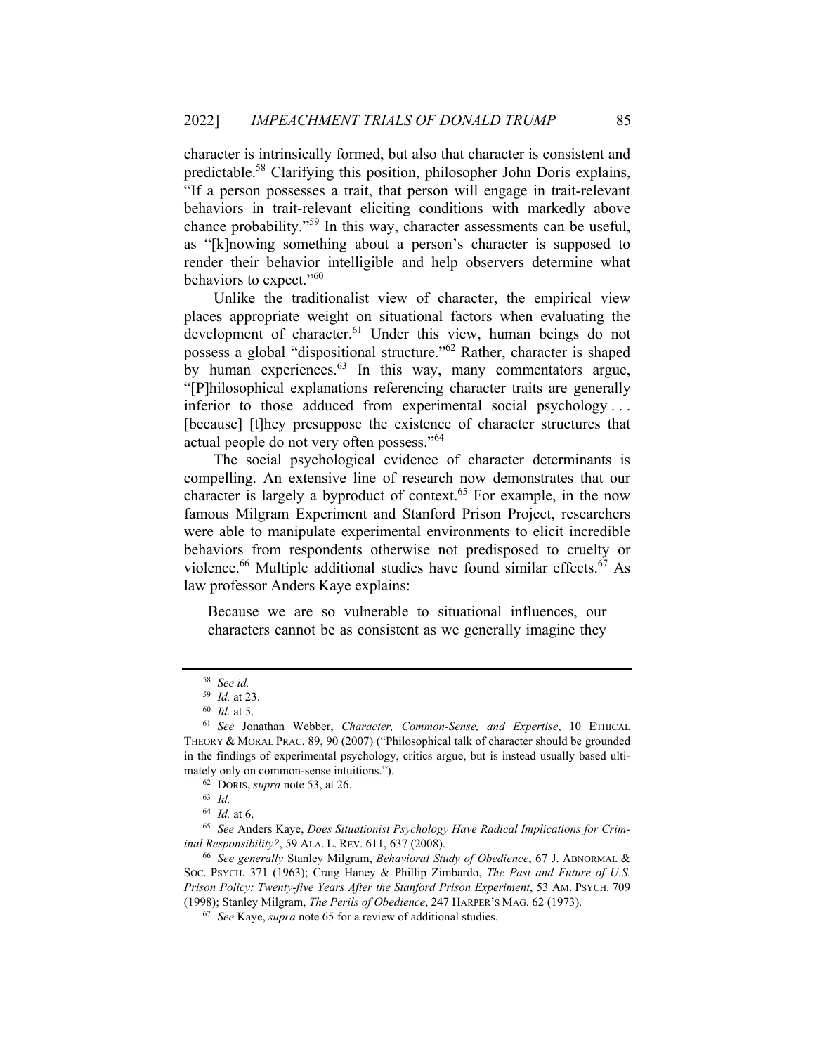character is intrinsically formed, but also that character is consistent and predictable.[58] Clarifying this position, philosopher John Doris explains, "If a person possesses a trait, that person will engage in trait-relevant behaviors in trait-relevant eliciting conditions with markedly above chance probability."[59] In this way, character assessments can be useful, as "[k]nowing something about a person's character is supposed to render their behavior intelligible and help observers determine what behaviors to expect."[60]

Unlike the traditionalist view of character, the empirical view places appropriate weight on situational factors when evaluating the development of character.[61] Under this view, human beings do not possess a global "dispositional structure."[62] Rather, character is shaped by human experiences.[63] In this way, many commentators argue, "[P]hilosophical explanations referencing character traits are generally inferior to those adduced from experimental social psychology . . . [because] [t]hey presuppose the existence of character structures that actual people do not very often possess."[64]

The social psychological evidence of character determinants is compelling. An extensive line of research now demonstrates that our character is largely a byproduct of context.[65] For example, in the now famous Milgram Experiment and Stanford Prison Project, researchers were able to manipulate experimental environments to elicit incredible behaviors from respondents otherwise not predisposed to cruelty or violence.[66] Multiple additional studies have found similar effects.[67] As law professor Anders Kaye explains:

> Because we are so vulnerable to situational influences, our characters cannot be as consistent as we generally imagine they

---

[58] *See id.*

[59] *Id.* at 23.

[60] *Id.* at 5.

[61] *See* Jonathan Webber, *Character, Common-Sense, and Expertise*, 10 ETHICAL THEORY & MORAL PRAC. 89, 90 (2007) ("Philosophical talk of character should be grounded in the findings of experimental psychology, critics argue, but is instead usually based ultimately only on common-sense intuitions.").

[62] DORIS, *supra* note 53, at 26.

[63] *Id.*

[64] *Id.* at 6.

[65] *See* Anders Kaye, *Does Situationist Psychology Have Radical Implications for Criminal Responsibility?*, 59 ALA. L. REV. 611, 637 (2008).

[66] *See generally* Stanley Milgram, *Behavioral Study of Obedience*, 67 J. ABNORMAL & SOC. PSYCH. 371 (1963); Craig Haney & Phillip Zimbardo, *The Past and Future of U.S. Prison Policy: Twenty-five Years After the Stanford Prison Experiment*, 53 AM. PSYCH. 709 (1998); Stanley Milgram, *The Perils of Obedience*, 247 HARPER'S MAG. 62 (1973).

[67] *See* Kaye, *supra* note 65 for a review of additional studies.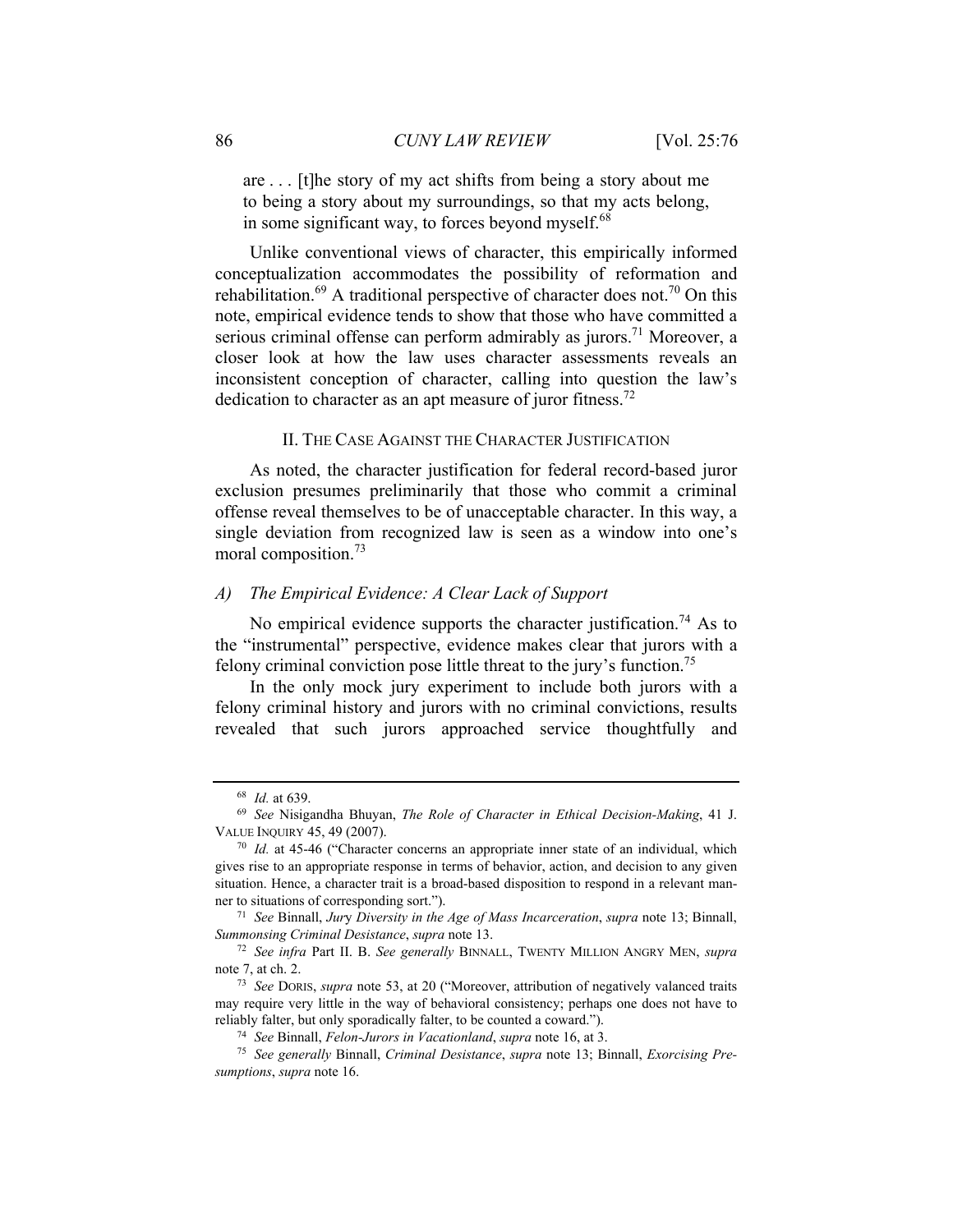> are . . . [t]he story of my act shifts from being a story about me to being a story about my surroundings, so that my acts belong, in some significant way, to forces beyond myself.[68]

Unlike conventional views of character, this empirically informed conceptualization accommodates the possibility of reformation and rehabilitation.[69] A traditional perspective of character does not.[70] On this note, empirical evidence tends to show that those who have committed a serious criminal offense can perform admirably as jurors.[71] Moreover, a closer look at how the law uses character assessments reveals an inconsistent conception of character, calling into question the law's dedication to character as an apt measure of juror fitness.[72]

## II. The Case Against the Character Justification

As noted, the character justification for federal record-based juror exclusion presumes preliminarily that those who commit a criminal offense reveal themselves to be of unacceptable character. In this way, a single deviation from recognized law is seen as a window into one's moral composition.[73]

### *A) The Empirical Evidence: A Clear Lack of Support*

No empirical evidence supports the character justification.[74] As to the "instrumental" perspective, evidence makes clear that jurors with a felony criminal conviction pose little threat to the jury's function.[75]

In the only mock jury experiment to include both jurors with a felony criminal history and jurors with no criminal convictions, results revealed that such jurors approached service thoughtfully and

---

[68] *Id.* at 639.

[69] *See* Nisigandha Bhuyan, *The Role of Character in Ethical Decision-Making*, 41 J. Value Inquiry 45, 49 (2007).

[70] *Id.* at 45-46 ("Character concerns an appropriate inner state of an individual, which gives rise to an appropriate response in terms of behavior, action, and decision to any given situation. Hence, a character trait is a broad-based disposition to respond in a relevant manner to situations of corresponding sort.").

[71] *See* Binnall, *Jury Diversity in the Age of Mass Incarceration*, *supra* note 13; Binnall, *Summonsing Criminal Desistance*, *supra* note 13.

[72] *See infra* Part II. B. *See generally* Binnall, Twenty Million Angry Men, *supra* note 7, at ch. 2.

[73] *See* Doris, *supra* note 53, at 20 ("Moreover, attribution of negatively valanced traits may require very little in the way of behavioral consistency; perhaps one does not have to reliably falter, but only sporadically falter, to be counted a coward.").

[74] *See* Binnall, *Felon-Jurors in Vacationland*, *supra* note 16, at 3.

[75] *See generally* Binnall, *Criminal Desistance*, *supra* note 13; Binnall, *Exorcising Presumptions*, *supra* note 16.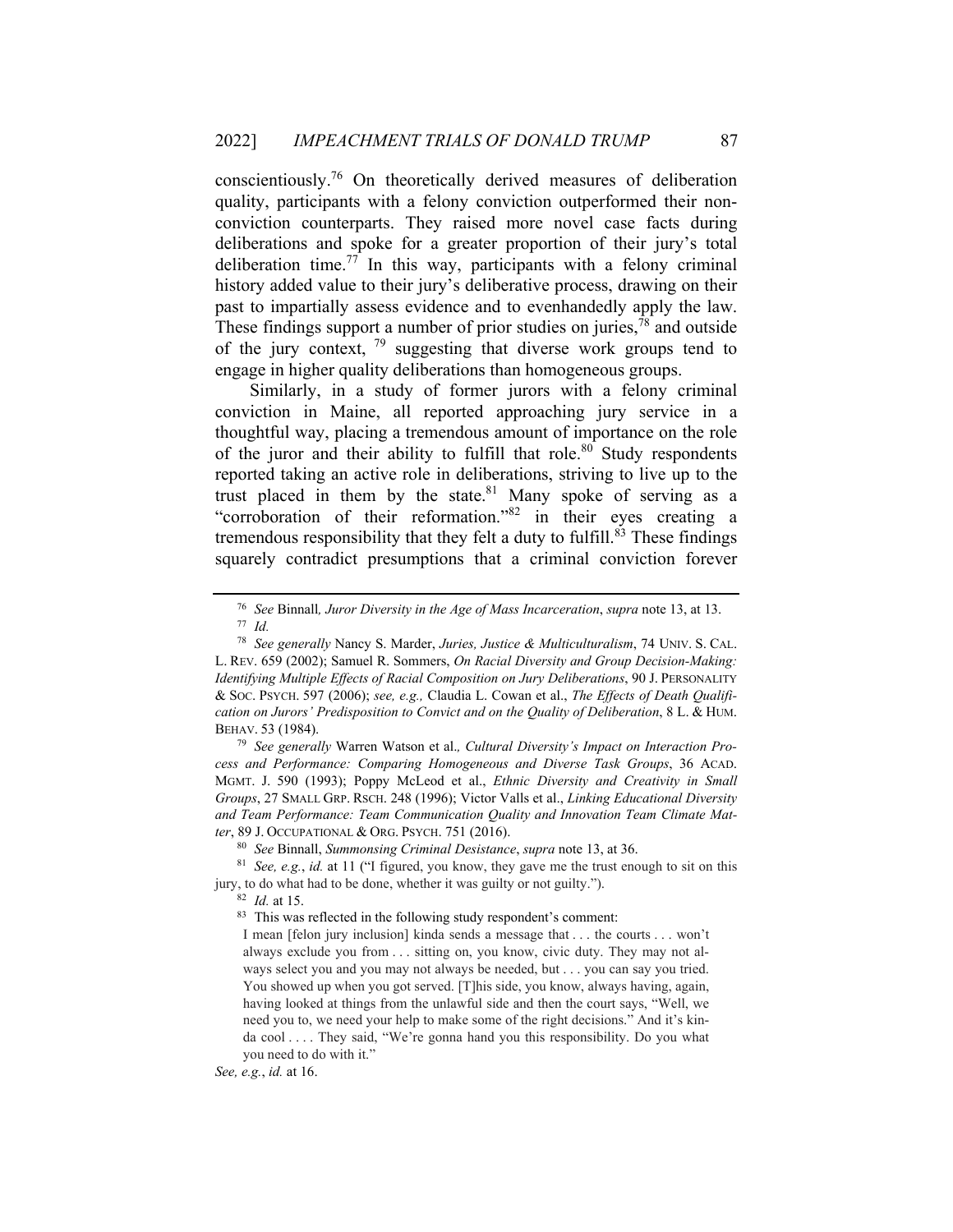conscientiously.[76] On theoretically derived measures of deliberation quality, participants with a felony conviction outperformed their non-conviction counterparts. They raised more novel case facts during deliberations and spoke for a greater proportion of their jury's total deliberation time.[77] In this way, participants with a felony criminal history added value to their jury's deliberative process, drawing on their past to impartially assess evidence and to evenhandedly apply the law. These findings support a number of prior studies on juries,[78] and outside of the jury context, [79] suggesting that diverse work groups tend to engage in higher quality deliberations than homogeneous groups.

Similarly, in a study of former jurors with a felony criminal conviction in Maine, all reported approaching jury service in a thoughtful way, placing a tremendous amount of importance on the role of the juror and their ability to fulfill that role.[80] Study respondents reported taking an active role in deliberations, striving to live up to the trust placed in them by the state.[81] Many spoke of serving as a "corroboration of their reformation."[82] in their eyes creating a tremendous responsibility that they felt a duty to fulfill.[83] These findings squarely contradict presumptions that a criminal conviction forever

---

[76] *See* Binnall*, Juror Diversity in the Age of Mass Incarceration*, *supra* note 13, at 13.

[77] *Id.*

[78] *See generally* Nancy S. Marder, *Juries, Justice & Multiculturalism*, 74 UNIV. S. CAL. L. REV. 659 (2002); Samuel R. Sommers, *On Racial Diversity and Group Decision-Making: Identifying Multiple Effects of Racial Composition on Jury Deliberations*, 90 J. PERSONALITY & SOC. PSYCH. 597 (2006); *see, e.g.,* Claudia L. Cowan et al., *The Effects of Death Qualification on Jurors' Predisposition to Convict and on the Quality of Deliberation*, 8 L. & HUM. BEHAV. 53 (1984).

[79] *See generally* Warren Watson et al*., Cultural Diversity's Impact on Interaction Process and Performance: Comparing Homogeneous and Diverse Task Groups*, 36 ACAD. MGMT. J. 590 (1993); Poppy McLeod et al., *Ethnic Diversity and Creativity in Small Groups*, 27 SMALL GRP. RSCH. 248 (1996); Victor Valls et al., *Linking Educational Diversity and Team Performance: Team Communication Quality and Innovation Team Climate Matter*, 89 J. OCCUPATIONAL & ORG. PSYCH. 751 (2016).

[80] *See* Binnall, *Summonsing Criminal Desistance*, *supra* note 13, at 36.

[81] *See, e.g.*, *id.* at 11 ("I figured, you know, they gave me the trust enough to sit on this jury, to do what had to be done, whether it was guilty or not guilty.").

[82] *Id.* at 15.

[83] This was reflected in the following study respondent's comment:

> I mean [felon jury inclusion] kinda sends a message that . . . the courts . . . won't always exclude you from . . . sitting on, you know, civic duty. They may not always select you and you may not always be needed, but . . . you can say you tried. You showed up when you got served. [T]his side, you know, always having, again, having looked at things from the unlawful side and then the court says, "Well, we need you to, we need your help to make some of the right decisions." And it's kinda cool . . . . They said, "We're gonna hand you this responsibility. Do you what you need to do with it."

*See, e.g.*, *id.* at 16.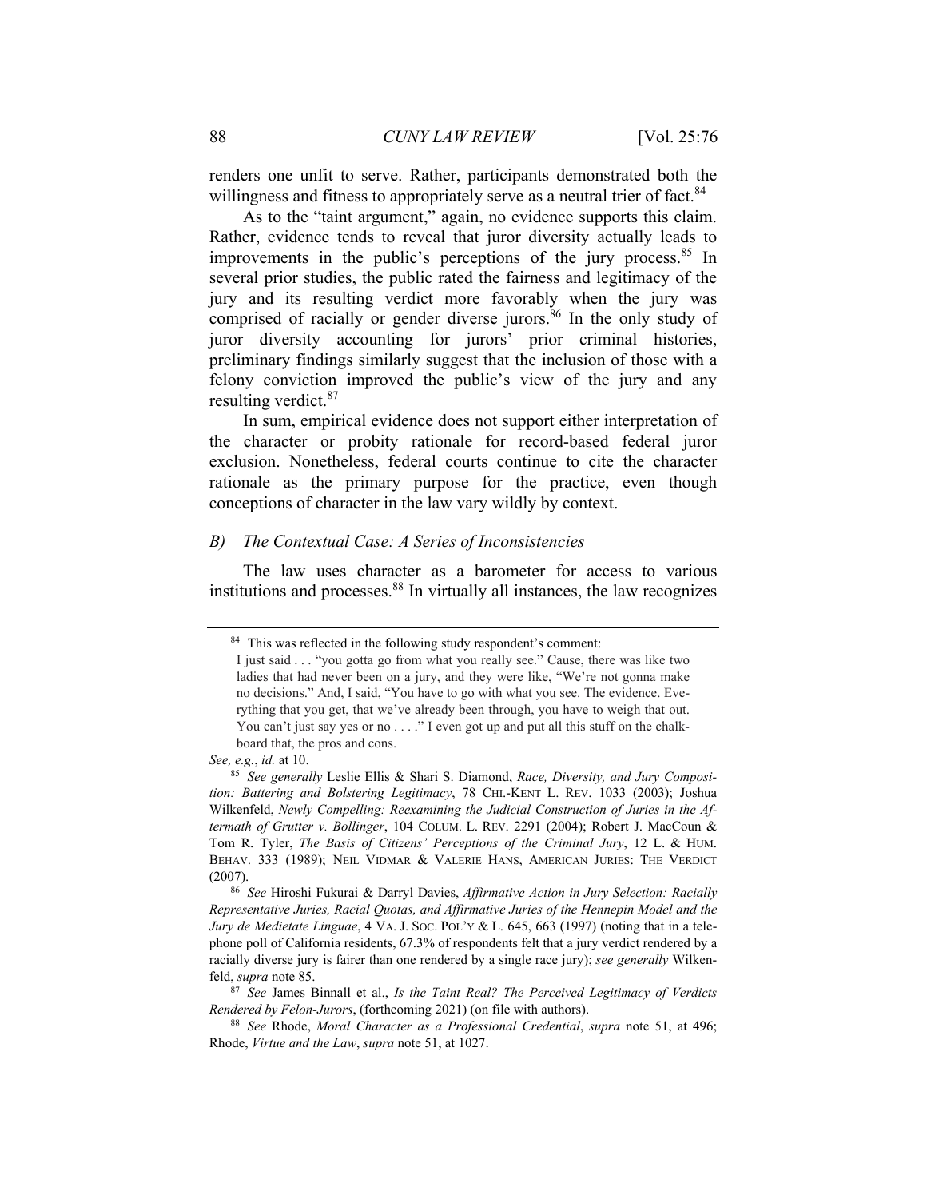renders one unfit to serve. Rather, participants demonstrated both the willingness and fitness to appropriately serve as a neutral trier of fact.[84]

As to the "taint argument," again, no evidence supports this claim. Rather, evidence tends to reveal that juror diversity actually leads to improvements in the public's perceptions of the jury process.[85] In several prior studies, the public rated the fairness and legitimacy of the jury and its resulting verdict more favorably when the jury was comprised of racially or gender diverse jurors.[86] In the only study of juror diversity accounting for jurors' prior criminal histories, preliminary findings similarly suggest that the inclusion of those with a felony conviction improved the public's view of the jury and any resulting verdict.[87]

In sum, empirical evidence does not support either interpretation of the character or probity rationale for record-based federal juror exclusion. Nonetheless, federal courts continue to cite the character rationale as the primary purpose for the practice, even though conceptions of character in the law vary wildly by context.

### *B) The Contextual Case: A Series of Inconsistencies*

The law uses character as a barometer for access to various institutions and processes.[88] In virtually all instances, the law recognizes

---

[84] This was reflected in the following study respondent's comment:

> I just said . . . "you gotta go from what you really see." Cause, there was like two ladies that had never been on a jury, and they were like, "We're not gonna make no decisions." And, I said, "You have to go with what you see. The evidence. Everything that you get, that we've already been through, you have to weigh that out. You can't just say yes or no . . . ." I even got up and put all this stuff on the chalkboard that, the pros and cons.

*See, e.g.*, *id.* at 10.

[85] *See generally* Leslie Ellis & Shari S. Diamond, *Race, Diversity, and Jury Composition: Battering and Bolstering Legitimacy*, 78 CHI.-KENT L. REV. 1033 (2003); Joshua Wilkenfeld, *Newly Compelling: Reexamining the Judicial Construction of Juries in the Aftermath of Grutter v. Bollinger*, 104 COLUM. L. REV. 2291 (2004); Robert J. MacCoun & Tom R. Tyler, *The Basis of Citizens' Perceptions of the Criminal Jury*, 12 L. & HUM. BEHAV. 333 (1989); NEIL VIDMAR & VALERIE HANS, AMERICAN JURIES: THE VERDICT (2007).

[86] *See* Hiroshi Fukurai & Darryl Davies, *Affirmative Action in Jury Selection: Racially Representative Juries, Racial Quotas, and Affirmative Juries of the Hennepin Model and the Jury de Medietate Linguae*, 4 VA. J. SOC. POL'Y & L. 645, 663 (1997) (noting that in a telephone poll of California residents, 67.3% of respondents felt that a jury verdict rendered by a racially diverse jury is fairer than one rendered by a single race jury); *see generally* Wilkenfeld, *supra* note 85.

[87] *See* James Binnall et al., *Is the Taint Real? The Perceived Legitimacy of Verdicts Rendered by Felon-Jurors*, (forthcoming 2021) (on file with authors).

[88] *See* Rhode, *Moral Character as a Professional Credential*, *supra* note 51, at 496; Rhode, *Virtue and the Law*, *supra* note 51, at 1027.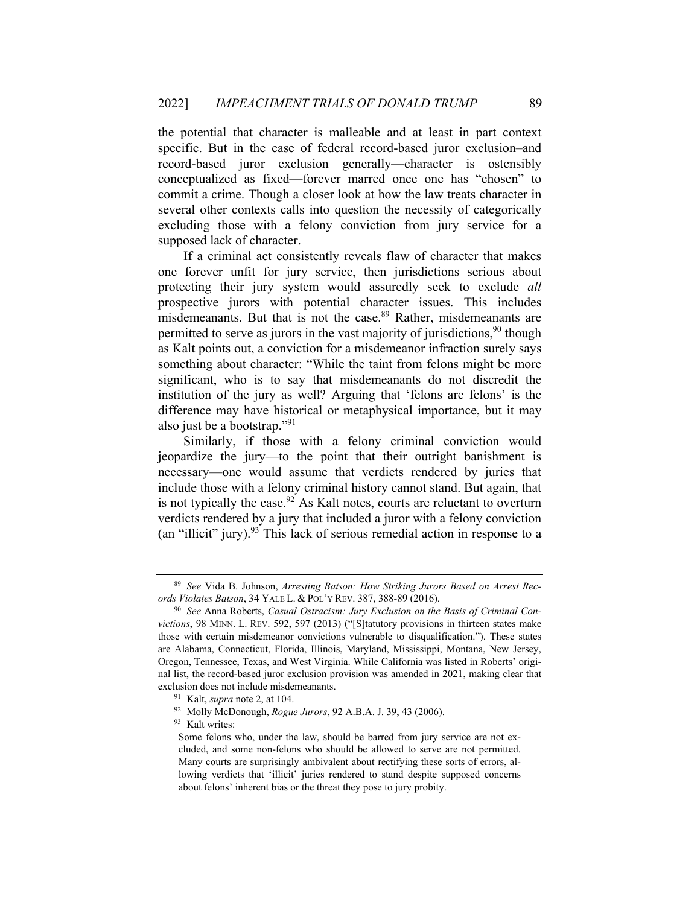the potential that character is malleable and at least in part context specific. But in the case of federal record-based juror exclusion–and record-based juror exclusion generally—character is ostensibly conceptualized as fixed—forever marred once one has "chosen" to commit a crime. Though a closer look at how the law treats character in several other contexts calls into question the necessity of categorically excluding those with a felony conviction from jury service for a supposed lack of character.

If a criminal act consistently reveals flaw of character that makes one forever unfit for jury service, then jurisdictions serious about protecting their jury system would assuredly seek to exclude *all* prospective jurors with potential character issues. This includes misdemeanants. But that is not the case.[89] Rather, misdemeanants are permitted to serve as jurors in the vast majority of jurisdictions,[90] though as Kalt points out, a conviction for a misdemeanor infraction surely says something about character: "While the taint from felons might be more significant, who is to say that misdemeanants do not discredit the institution of the jury as well? Arguing that 'felons are felons' is the difference may have historical or metaphysical importance, but it may also just be a bootstrap."[91]

Similarly, if those with a felony criminal conviction would jeopardize the jury—to the point that their outright banishment is necessary—one would assume that verdicts rendered by juries that include those with a felony criminal history cannot stand. But again, that is not typically the case.[92] As Kalt notes, courts are reluctant to overturn verdicts rendered by a jury that included a juror with a felony conviction (an "illicit" jury).[93] This lack of serious remedial action in response to a

---

[89] *See* Vida B. Johnson, *Arresting Batson: How Striking Jurors Based on Arrest Records Violates Batson*, 34 YALE L. & POL'Y REV. 387, 388-89 (2016).

[90] *See* Anna Roberts, *Casual Ostracism: Jury Exclusion on the Basis of Criminal Convictions*, 98 MINN. L. REV. 592, 597 (2013) ("[S]tatutory provisions in thirteen states make those with certain misdemeanor convictions vulnerable to disqualification."). These states are Alabama, Connecticut, Florida, Illinois, Maryland, Mississippi, Montana, New Jersey, Oregon, Tennessee, Texas, and West Virginia. While California was listed in Roberts' original list, the record-based juror exclusion provision was amended in 2021, making clear that exclusion does not include misdemeanants.

[91] Kalt, *supra* note 2, at 104.

[92] Molly McDonough, *Rogue Jurors*, 92 A.B.A. J. 39, 43 (2006).

[93] Kalt writes:

> Some felons who, under the law, should be barred from jury service are not excluded, and some non-felons who should be allowed to serve are not permitted. Many courts are surprisingly ambivalent about rectifying these sorts of errors, allowing verdicts that 'illicit' juries rendered to stand despite supposed concerns about felons' inherent bias or the threat they pose to jury probity.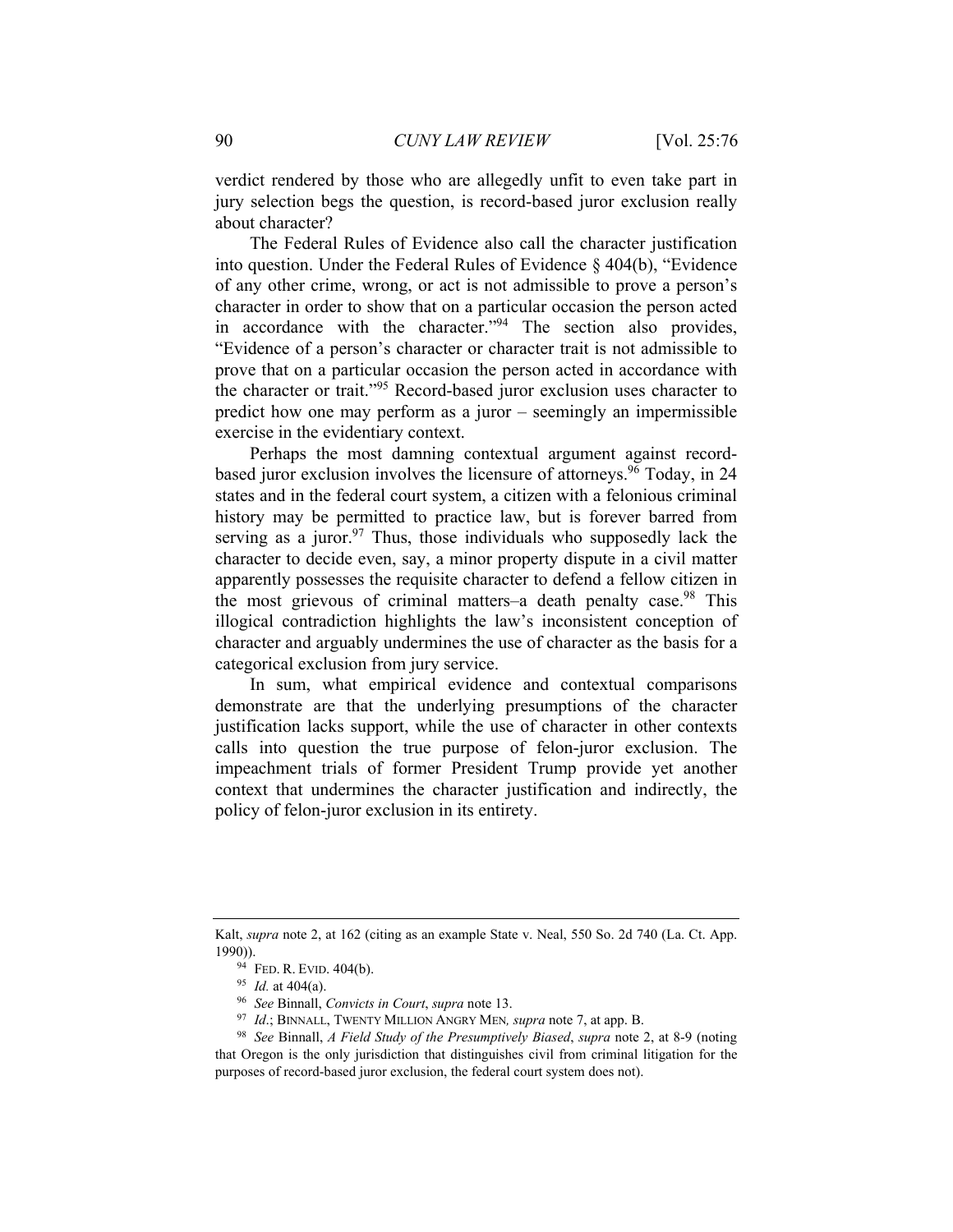verdict rendered by those who are allegedly unfit to even take part in jury selection begs the question, is record-based juror exclusion really about character?

The Federal Rules of Evidence also call the character justification into question. Under the Federal Rules of Evidence § 404(b), "Evidence of any other crime, wrong, or act is not admissible to prove a person's character in order to show that on a particular occasion the person acted in accordance with the character."[94] The section also provides, "Evidence of a person's character or character trait is not admissible to prove that on a particular occasion the person acted in accordance with the character or trait."[95] Record-based juror exclusion uses character to predict how one may perform as a juror – seemingly an impermissible exercise in the evidentiary context.

Perhaps the most damning contextual argument against record-based juror exclusion involves the licensure of attorneys.[96] Today, in 24 states and in the federal court system, a citizen with a felonious criminal history may be permitted to practice law, but is forever barred from serving as a juror.[97] Thus, those individuals who supposedly lack the character to decide even, say, a minor property dispute in a civil matter apparently possesses the requisite character to defend a fellow citizen in the most grievous of criminal matters–a death penalty case.[98] This illogical contradiction highlights the law's inconsistent conception of character and arguably undermines the use of character as the basis for a categorical exclusion from jury service.

In sum, what empirical evidence and contextual comparisons demonstrate are that the underlying presumptions of the character justification lacks support, while the use of character in other contexts calls into question the true purpose of felon-juror exclusion. The impeachment trials of former President Trump provide yet another context that undermines the character justification and indirectly, the policy of felon-juror exclusion in its entirety.

---

Kalt, *supra* note 2, at 162 (citing as an example State v. Neal, 550 So. 2d 740 (La. Ct. App. 1990)).

[94] FED. R. EVID. 404(b).

[95] *Id.* at 404(a).

[96] *See* Binnall, *Convicts in Court*, *supra* note 13.

[97] *Id.*; BINNALL, TWENTY MILLION ANGRY MEN, *supra* note 7, at app. B.

[98] *See* Binnall, *A Field Study of the Presumptively Biased*, *supra* note 2, at 8-9 (noting that Oregon is the only jurisdiction that distinguishes civil from criminal litigation for the purposes of record-based juror exclusion, the federal court system does not).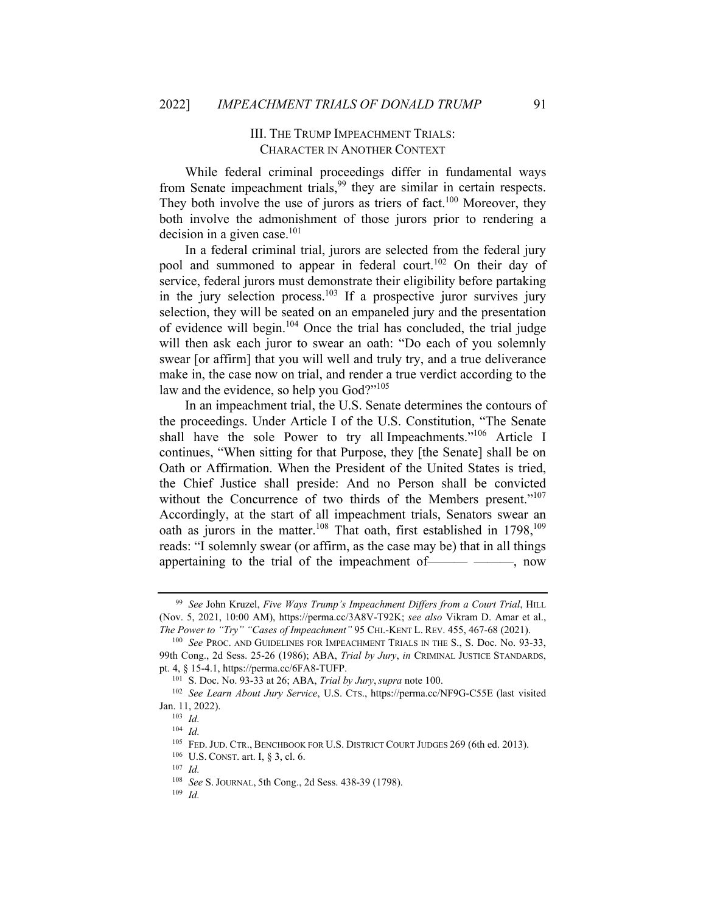## III. THE TRUMP IMPEACHMENT TRIALS: CHARACTER IN ANOTHER CONTEXT

While federal criminal proceedings differ in fundamental ways from Senate impeachment trials,[99] they are similar in certain respects. They both involve the use of jurors as triers of fact.[100] Moreover, they both involve the admonishment of those jurors prior to rendering a decision in a given case.[101]

In a federal criminal trial, jurors are selected from the federal jury pool and summoned to appear in federal court.[102] On their day of service, federal jurors must demonstrate their eligibility before partaking in the jury selection process.[103] If a prospective juror survives jury selection, they will be seated on an empaneled jury and the presentation of evidence will begin.[104] Once the trial has concluded, the trial judge will then ask each juror to swear an oath: "Do each of you solemnly swear [or affirm] that you will well and truly try, and a true deliverance make in, the case now on trial, and render a true verdict according to the law and the evidence, so help you God?"[105]

In an impeachment trial, the U.S. Senate determines the contours of the proceedings. Under Article I of the U.S. Constitution, "The Senate shall have the sole Power to try all Impeachments."[106] Article I continues, "When sitting for that Purpose, they [the Senate] shall be on Oath or Affirmation. When the President of the United States is tried, the Chief Justice shall preside: And no Person shall be convicted without the Concurrence of two thirds of the Members present."[107] Accordingly, at the start of all impeachment trials, Senators swear an oath as jurors in the matter.[108] That oath, first established in 1798,[109] reads: "I solemnly swear (or affirm, as the case may be) that in all things appertaining to the trial of the impeachment of——— ———, now

---

[99] *See* John Kruzel, *Five Ways Trump's Impeachment Differs from a Court Trial*, HILL (Nov. 5, 2021, 10:00 AM), https://perma.cc/3A8V-T92K; *see also* Vikram D. Amar et al., *The Power to "Try" "Cases of Impeachment"* 95 CHI.-KENT L. REV. 455, 467-68 (2021).

[100] *See* PROC. AND GUIDELINES FOR IMPEACHMENT TRIALS IN THE S., S. Doc. No. 93-33, 99th Cong., 2d Sess. 25-26 (1986); ABA, *Trial by Jury*, *in* CRIMINAL JUSTICE STANDARDS, pt. 4, § 15-4.1, https://perma.cc/6FA8-TUFP.

[101] S. Doc. No. 93-33 at 26; ABA, *Trial by Jury*, *supra* note 100.

[102] *See Learn About Jury Service*, U.S. CTS., https://perma.cc/NF9G-C55E (last visited Jan. 11, 2022).

[103] *Id.*

[104] *Id.*

[105] FED. JUD. CTR., BENCHBOOK FOR U.S. DISTRICT COURT JUDGES 269 (6th ed. 2013).

[106] U.S. CONST. art. I, § 3, cl. 6.

[107] *Id.*

[108] *See* S. JOURNAL, 5th Cong., 2d Sess. 438-39 (1798).

[109] *Id.*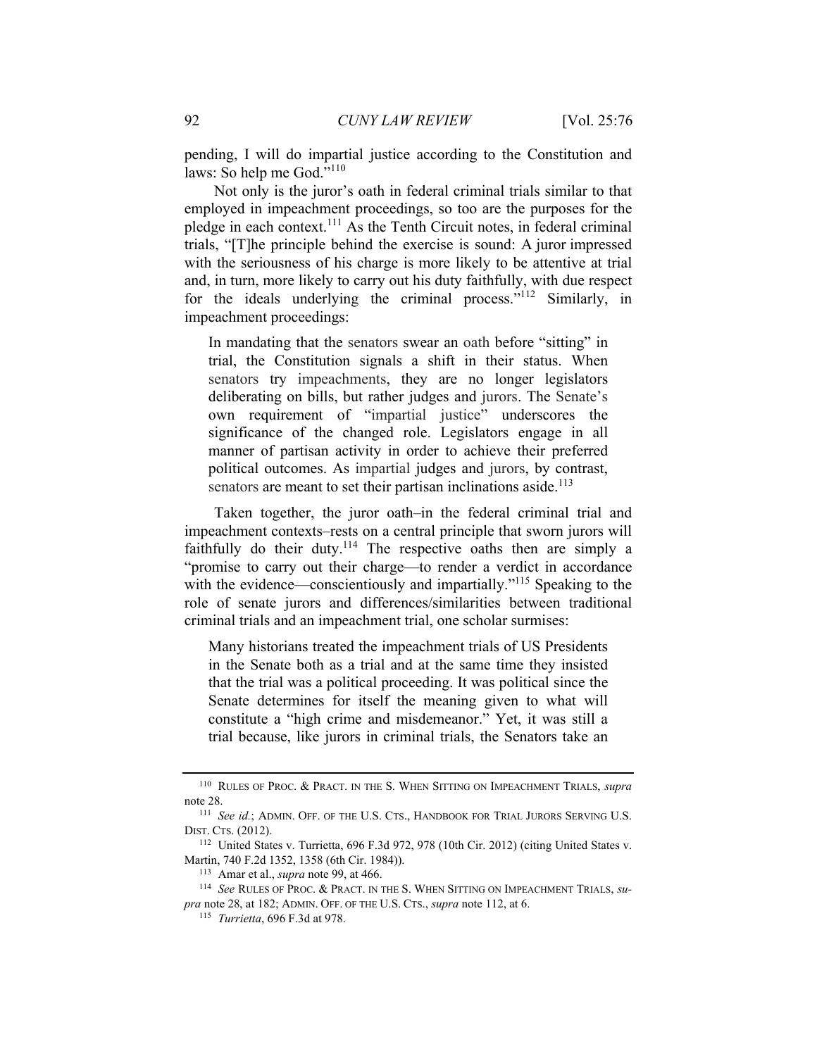pending, I will do impartial justice according to the Constitution and laws: So help me God."[110]

Not only is the juror's oath in federal criminal trials similar to that employed in impeachment proceedings, so too are the purposes for the pledge in each context.[111] As the Tenth Circuit notes, in federal criminal trials, "[T]he principle behind the exercise is sound: A juror impressed with the seriousness of his charge is more likely to be attentive at trial and, in turn, more likely to carry out his duty faithfully, with due respect for the ideals underlying the criminal process."[112] Similarly, in impeachment proceedings:

> In mandating that the senators swear an oath before "sitting" in trial, the Constitution signals a shift in their status. When senators try impeachments, they are no longer legislators deliberating on bills, but rather judges and jurors. The Senate's own requirement of "impartial justice" underscores the significance of the changed role. Legislators engage in all manner of partisan activity in order to achieve their preferred political outcomes. As impartial judges and jurors, by contrast, senators are meant to set their partisan inclinations aside.[113]

Taken together, the juror oath–in the federal criminal trial and impeachment contexts–rests on a central principle that sworn jurors will faithfully do their duty.[114] The respective oaths then are simply a "promise to carry out their charge—to render a verdict in accordance with the evidence—conscientiously and impartially."[115] Speaking to the role of senate jurors and differences/similarities between traditional criminal trials and an impeachment trial, one scholar surmises:

> Many historians treated the impeachment trials of US Presidents in the Senate both as a trial and at the same time they insisted that the trial was a political proceeding. It was political since the Senate determines for itself the meaning given to what will constitute a "high crime and misdemeanor." Yet, it was still a trial because, like jurors in criminal trials, the Senators take an

---

[110] RULES OF PROC. & PRACT. IN THE S. WHEN SITTING ON IMPEACHMENT TRIALS, *supra* note 28.

[111] *See id.*; ADMIN. OFF. OF THE U.S. CTS., HANDBOOK FOR TRIAL JURORS SERVING U.S. DIST. CTS. (2012).

[112] United States v. Turrietta, 696 F.3d 972, 978 (10th Cir. 2012) (citing United States v. Martin, 740 F.2d 1352, 1358 (6th Cir. 1984)).

[113] Amar et al., *supra* note 99, at 466.

[114] *See* RULES OF PROC. & PRACT. IN THE S. WHEN SITTING ON IMPEACHMENT TRIALS, *supra* note 28, at 182; ADMIN. OFF. OF THE U.S. CTS., *supra* note 112, at 6.

[115] *Turrietta*, 696 F.3d at 978.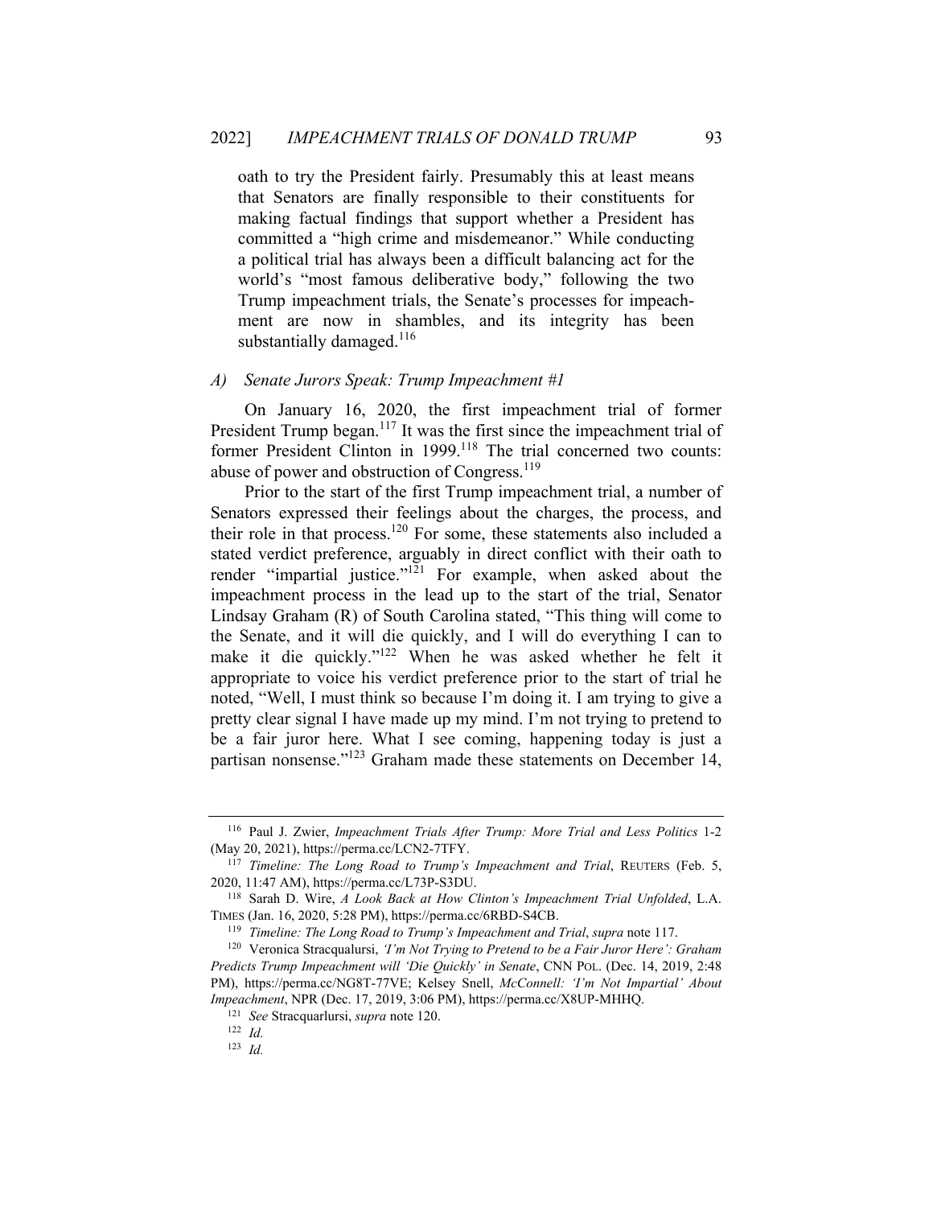oath to try the President fairly. Presumably this at least means that Senators are finally responsible to their constituents for making factual findings that support whether a President has committed a "high crime and misdemeanor." While conducting a political trial has always been a difficult balancing act for the world's "most famous deliberative body," following the two Trump impeachment trials, the Senate's processes for impeachment are now in shambles, and its integrity has been substantially damaged.[116]

### *A) Senate Jurors Speak: Trump Impeachment #1*

On January 16, 2020, the first impeachment trial of former President Trump began.[117] It was the first since the impeachment trial of former President Clinton in 1999.[118] The trial concerned two counts: abuse of power and obstruction of Congress.[119]

Prior to the start of the first Trump impeachment trial, a number of Senators expressed their feelings about the charges, the process, and their role in that process.[120] For some, these statements also included a stated verdict preference, arguably in direct conflict with their oath to render "impartial justice."[121] For example, when asked about the impeachment process in the lead up to the start of the trial, Senator Lindsay Graham (R) of South Carolina stated, "This thing will come to the Senate, and it will die quickly, and I will do everything I can to make it die quickly."[122] When he was asked whether he felt it appropriate to voice his verdict preference prior to the start of trial he noted, "Well, I must think so because I'm doing it. I am trying to give a pretty clear signal I have made up my mind. I'm not trying to pretend to be a fair juror here. What I see coming, happening today is just a partisan nonsense."[123] Graham made these statements on December 14,

---

[116] Paul J. Zwier, *Impeachment Trials After Trump: More Trial and Less Politics* 1-2 (May 20, 2021), https://perma.cc/LCN2-7TFY.

[117] *Timeline: The Long Road to Trump's Impeachment and Trial*, REUTERS (Feb. 5, 2020, 11:47 AM), https://perma.cc/L73P-S3DU.

[118] Sarah D. Wire, *A Look Back at How Clinton's Impeachment Trial Unfolded*, L.A. TIMES (Jan. 16, 2020, 5:28 PM), https://perma.cc/6RBD-S4CB.

[119] *Timeline: The Long Road to Trump's Impeachment and Trial*, *supra* note 117.

[120] Veronica Stracqualursi, *'I'm Not Trying to Pretend to be a Fair Juror Here': Graham Predicts Trump Impeachment will 'Die Quickly' in Senate*, CNN POL. (Dec. 14, 2019, 2:48 PM), https://perma.cc/NG8T-77VE; Kelsey Snell, *McConnell: 'I'm Not Impartial' About Impeachment*, NPR (Dec. 17, 2019, 3:06 PM), https://perma.cc/X8UP-MHHQ.

[121] *See* Stracquarlursi, *supra* note 120.

[122] *Id.*

[123] *Id.*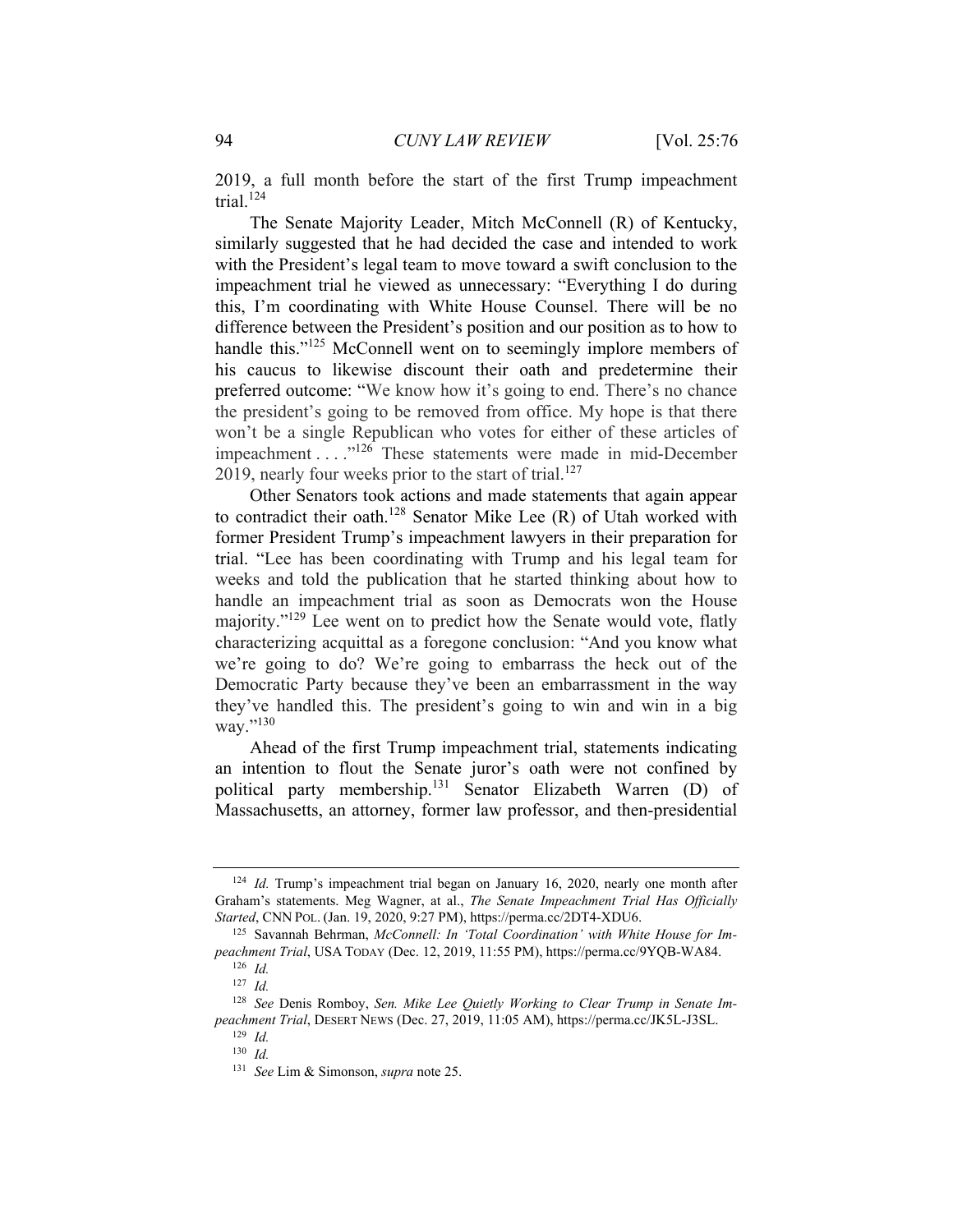2019, a full month before the start of the first Trump impeachment trial.[124]

The Senate Majority Leader, Mitch McConnell (R) of Kentucky, similarly suggested that he had decided the case and intended to work with the President's legal team to move toward a swift conclusion to the impeachment trial he viewed as unnecessary: "Everything I do during this, I'm coordinating with White House Counsel. There will be no difference between the President's position and our position as to how to handle this."[125] McConnell went on to seemingly implore members of his caucus to likewise discount their oath and predetermine their preferred outcome: "We know how it's going to end. There's no chance the president's going to be removed from office. My hope is that there won't be a single Republican who votes for either of these articles of impeachment . . . ."[126] These statements were made in mid-December 2019, nearly four weeks prior to the start of trial.[127]

Other Senators took actions and made statements that again appear to contradict their oath.[128] Senator Mike Lee (R) of Utah worked with former President Trump's impeachment lawyers in their preparation for trial. "Lee has been coordinating with Trump and his legal team for weeks and told the publication that he started thinking about how to handle an impeachment trial as soon as Democrats won the House majority."[129] Lee went on to predict how the Senate would vote, flatly characterizing acquittal as a foregone conclusion: "And you know what we're going to do? We're going to embarrass the heck out of the Democratic Party because they've been an embarrassment in the way they've handled this. The president's going to win and win in a big way."[130]

Ahead of the first Trump impeachment trial, statements indicating an intention to flout the Senate juror's oath were not confined by political party membership.[131] Senator Elizabeth Warren (D) of Massachusetts, an attorney, former law professor, and then-presidential

---

[124] *Id.* Trump's impeachment trial began on January 16, 2020, nearly one month after Graham's statements. Meg Wagner, at al., *The Senate Impeachment Trial Has Officially Started*, CNN POL. (Jan. 19, 2020, 9:27 PM), https://perma.cc/2DT4-XDU6.

[125] Savannah Behrman, *McConnell: In 'Total Coordination' with White House for Impeachment Trial*, USA TODAY (Dec. 12, 2019, 11:55 PM), https://perma.cc/9YQB-WA84.

[126] *Id.*

[127] *Id.*

[128] *See* Denis Romboy, *Sen. Mike Lee Quietly Working to Clear Trump in Senate Impeachment Trial*, DESERT NEWS (Dec. 27, 2019, 11:05 AM), https://perma.cc/JK5L-J3SL.

[129] *Id.*

[130] *Id.*

[131] *See* Lim & Simonson, *supra* note 25.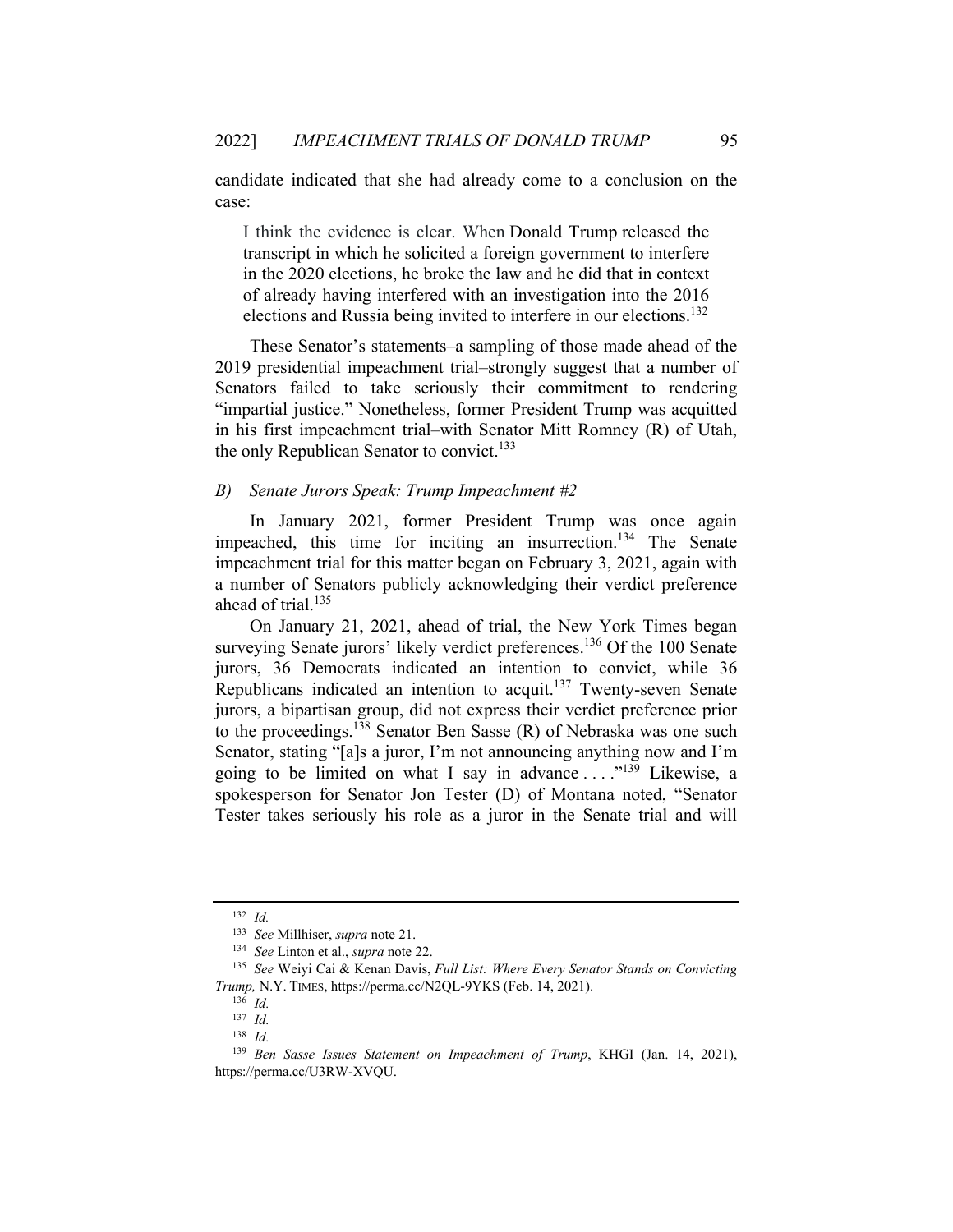candidate indicated that she had already come to a conclusion on the case:

> I think the evidence is clear. When Donald Trump released the transcript in which he solicited a foreign government to interfere in the 2020 elections, he broke the law and he did that in context of already having interfered with an investigation into the 2016 elections and Russia being invited to interfere in our elections.[132]

These Senator's statements–a sampling of those made ahead of the 2019 presidential impeachment trial–strongly suggest that a number of Senators failed to take seriously their commitment to rendering "impartial justice." Nonetheless, former President Trump was acquitted in his first impeachment trial–with Senator Mitt Romney (R) of Utah, the only Republican Senator to convict.[133]

### *B) Senate Jurors Speak: Trump Impeachment #2*

In January 2021, former President Trump was once again impeached, this time for inciting an insurrection.[134] The Senate impeachment trial for this matter began on February 3, 2021, again with a number of Senators publicly acknowledging their verdict preference ahead of trial.[135]

On January 21, 2021, ahead of trial, the New York Times began surveying Senate jurors' likely verdict preferences.[136] Of the 100 Senate jurors, 36 Democrats indicated an intention to convict, while 36 Republicans indicated an intention to acquit.[137] Twenty-seven Senate jurors, a bipartisan group, did not express their verdict preference prior to the proceedings.[138] Senator Ben Sasse (R) of Nebraska was one such Senator, stating "[a]s a juror, I'm not announcing anything now and I'm going to be limited on what I say in advance . . . ."[139] Likewise, a spokesperson for Senator Jon Tester (D) of Montana noted, "Senator Tester takes seriously his role as a juror in the Senate trial and will

---

[132] *Id.*

[133] *See* Millhiser, *supra* note 21.

[134] *See* Linton et al., *supra* note 22.

[135] *See* Weiyi Cai & Kenan Davis, *Full List: Where Every Senator Stands on Convicting Trump,* N.Y. TIMES, https://perma.cc/N2QL-9YKS (Feb. 14, 2021).

[136] *Id.*

[137] *Id.*

[138] *Id.*

[139] *Ben Sasse Issues Statement on Impeachment of Trump*, KHGI (Jan. 14, 2021), https://perma.cc/U3RW-XVQU.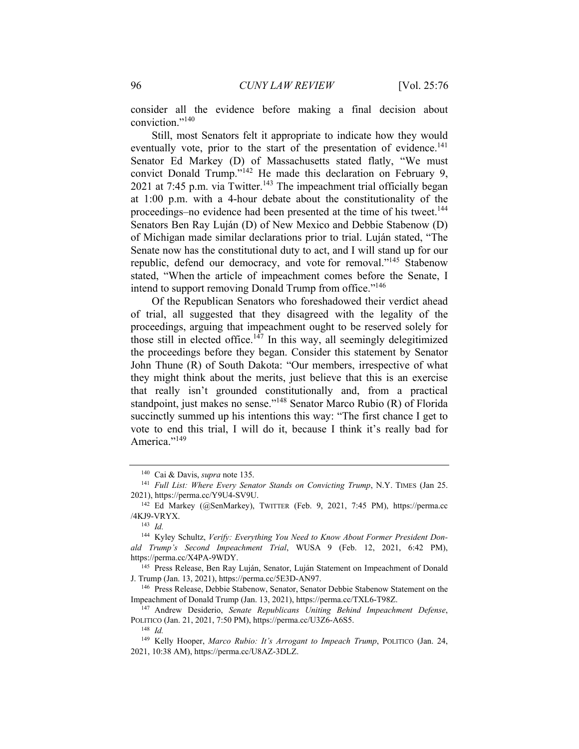consider all the evidence before making a final decision about conviction."[140]

Still, most Senators felt it appropriate to indicate how they would eventually vote, prior to the start of the presentation of evidence.[141] Senator Ed Markey (D) of Massachusetts stated flatly, "We must convict Donald Trump."[142] He made this declaration on February 9, 2021 at 7:45 p.m. via Twitter.[143] The impeachment trial officially began at 1:00 p.m. with a 4-hour debate about the constitutionality of the proceedings–no evidence had been presented at the time of his tweet.[144] Senators Ben Ray Luján (D) of New Mexico and Debbie Stabenow (D) of Michigan made similar declarations prior to trial. Luján stated, "The Senate now has the constitutional duty to act, and I will stand up for our republic, defend our democracy, and vote for removal."[145] Stabenow stated, "When the article of impeachment comes before the Senate, I intend to support removing Donald Trump from office."[146]

Of the Republican Senators who foreshadowed their verdict ahead of trial, all suggested that they disagreed with the legality of the proceedings, arguing that impeachment ought to be reserved solely for those still in elected office.[147] In this way, all seemingly delegitimized the proceedings before they began. Consider this statement by Senator John Thune (R) of South Dakota: "Our members, irrespective of what they might think about the merits, just believe that this is an exercise that really isn't grounded constitutionally and, from a practical standpoint, just makes no sense."[148] Senator Marco Rubio (R) of Florida succinctly summed up his intentions this way: "The first chance I get to vote to end this trial, I will do it, because I think it's really bad for America."[149]

---

[140] Cai & Davis, *supra* note 135.

[141] *Full List: Where Every Senator Stands on Convicting Trump*, N.Y. TIMES (Jan 25. 2021), https://perma.cc/Y9U4-SV9U.

[142] Ed Markey (@SenMarkey), TWITTER (Feb. 9, 2021, 7:45 PM), https://perma.cc/4KJ9-VRYX.

[143] *Id.*

[144] Kyley Schultz, *Verify: Everything You Need to Know About Former President Donald Trump's Second Impeachment Trial*, WUSA 9 (Feb. 12, 2021, 6:42 PM), https://perma.cc/X4PA-9WDY.

[145] Press Release, Ben Ray Luján, Senator, Luján Statement on Impeachment of Donald J. Trump (Jan. 13, 2021), https://perma.cc/5E3D-AN97.

[146] Press Release, Debbie Stabenow, Senator, Senator Debbie Stabenow Statement on the Impeachment of Donald Trump (Jan. 13, 2021), https://perma.cc/TXL6-T98Z.

[147] Andrew Desiderio, *Senate Republicans Uniting Behind Impeachment Defense*, POLITICO (Jan. 21, 2021, 7:50 PM), https://perma.cc/U3Z6-A6S5.

[148] *Id.*

[149] Kelly Hooper, *Marco Rubio: It's Arrogant to Impeach Trump*, POLITICO (Jan. 24, 2021, 10:38 AM), https://perma.cc/U8AZ-3DLZ.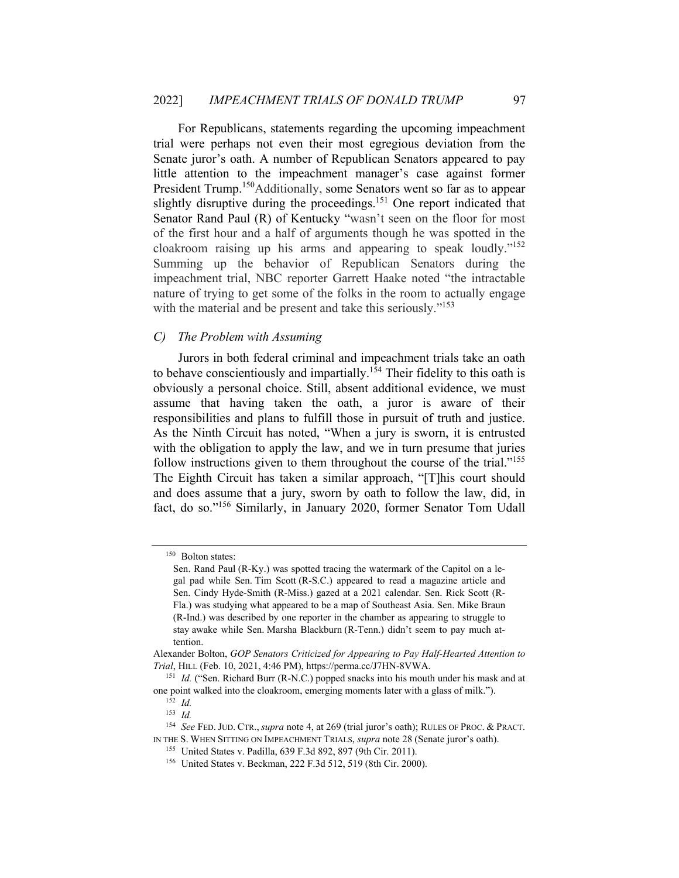For Republicans, statements regarding the upcoming impeachment trial were perhaps not even their most egregious deviation from the Senate juror's oath. A number of Republican Senators appeared to pay little attention to the impeachment manager's case against former President Trump.[150]Additionally, some Senators went so far as to appear slightly disruptive during the proceedings.[151] One report indicated that Senator Rand Paul (R) of Kentucky "wasn't seen on the floor for most of the first hour and a half of arguments though he was spotted in the cloakroom raising up his arms and appearing to speak loudly."[152] Summing up the behavior of Republican Senators during the impeachment trial, NBC reporter Garrett Haake noted "the intractable nature of trying to get some of the folks in the room to actually engage with the material and be present and take this seriously."[153]

### *C) The Problem with Assuming*

Jurors in both federal criminal and impeachment trials take an oath to behave conscientiously and impartially.[154] Their fidelity to this oath is obviously a personal choice. Still, absent additional evidence, we must assume that having taken the oath, a juror is aware of their responsibilities and plans to fulfill those in pursuit of truth and justice. As the Ninth Circuit has noted, "When a jury is sworn, it is entrusted with the obligation to apply the law, and we in turn presume that juries follow instructions given to them throughout the course of the trial."[155] The Eighth Circuit has taken a similar approach, "[T]his court should and does assume that a jury, sworn by oath to follow the law, did, in fact, do so."[156] Similarly, in January 2020, former Senator Tom Udall

---

[150] Bolton states:

> Sen. Rand Paul (R-Ky.) was spotted tracing the watermark of the Capitol on a legal pad while Sen. Tim Scott (R-S.C.) appeared to read a magazine article and Sen. Cindy Hyde-Smith (R-Miss.) gazed at a 2021 calendar. Sen. Rick Scott (R-Fla.) was studying what appeared to be a map of Southeast Asia. Sen. Mike Braun (R-Ind.) was described by one reporter in the chamber as appearing to struggle to stay awake while Sen. Marsha Blackburn (R-Tenn.) didn't seem to pay much attention.

Alexander Bolton, *GOP Senators Criticized for Appearing to Pay Half-Hearted Attention to Trial*, HILL (Feb. 10, 2021, 4:46 PM), https://perma.cc/J7HN-8VWA.

[151] *Id.* ("Sen. Richard Burr (R-N.C.) popped snacks into his mouth under his mask and at one point walked into the cloakroom, emerging moments later with a glass of milk.").

[152] *Id.*

[153] *Id.*

[154] *See* FED. JUD. CTR., *supra* note 4, at 269 (trial juror's oath); RULES OF PROC. & PRACT. IN THE S. WHEN SITTING ON IMPEACHMENT TRIALS, *supra* note 28 (Senate juror's oath).

[155] United States v. Padilla, 639 F.3d 892, 897 (9th Cir. 2011).

[156] United States v. Beckman, 222 F.3d 512, 519 (8th Cir. 2000).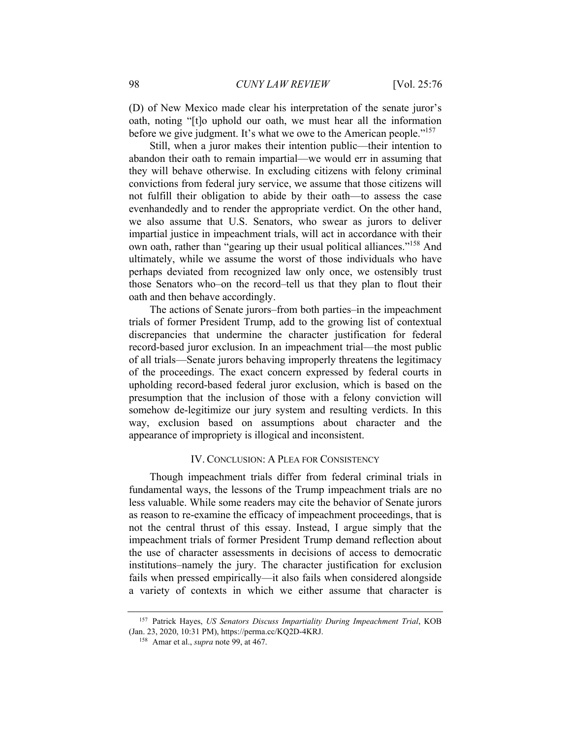(D) of New Mexico made clear his interpretation of the senate juror's oath, noting "[t]o uphold our oath, we must hear all the information before we give judgment. It's what we owe to the American people."[157]

Still, when a juror makes their intention public—their intention to abandon their oath to remain impartial—we would err in assuming that they will behave otherwise. In excluding citizens with felony criminal convictions from federal jury service, we assume that those citizens will not fulfill their obligation to abide by their oath—to assess the case evenhandedly and to render the appropriate verdict. On the other hand, we also assume that U.S. Senators, who swear as jurors to deliver impartial justice in impeachment trials, will act in accordance with their own oath, rather than "gearing up their usual political alliances."[158] And ultimately, while we assume the worst of those individuals who have perhaps deviated from recognized law only once, we ostensibly trust those Senators who–on the record–tell us that they plan to flout their oath and then behave accordingly.

The actions of Senate jurors–from both parties–in the impeachment trials of former President Trump, add to the growing list of contextual discrepancies that undermine the character justification for federal record-based juror exclusion. In an impeachment trial—the most public of all trials—Senate jurors behaving improperly threatens the legitimacy of the proceedings. The exact concern expressed by federal courts in upholding record-based federal juror exclusion, which is based on the presumption that the inclusion of those with a felony conviction will somehow de-legitimize our jury system and resulting verdicts. In this way, exclusion based on assumptions about character and the appearance of impropriety is illogical and inconsistent.

## IV. Conclusion: A Plea for Consistency

Though impeachment trials differ from federal criminal trials in fundamental ways, the lessons of the Trump impeachment trials are no less valuable. While some readers may cite the behavior of Senate jurors as reason to re-examine the efficacy of impeachment proceedings, that is not the central thrust of this essay. Instead, I argue simply that the impeachment trials of former President Trump demand reflection about the use of character assessments in decisions of access to democratic institutions–namely the jury. The character justification for exclusion fails when pressed empirically—it also fails when considered alongside a variety of contexts in which we either assume that character is

---

[157] Patrick Hayes, *US Senators Discuss Impartiality During Impeachment Trial*, KOB (Jan. 23, 2020, 10:31 PM), https://perma.cc/KQ2D-4KRJ.

[158] Amar et al., *supra* note 99, at 467.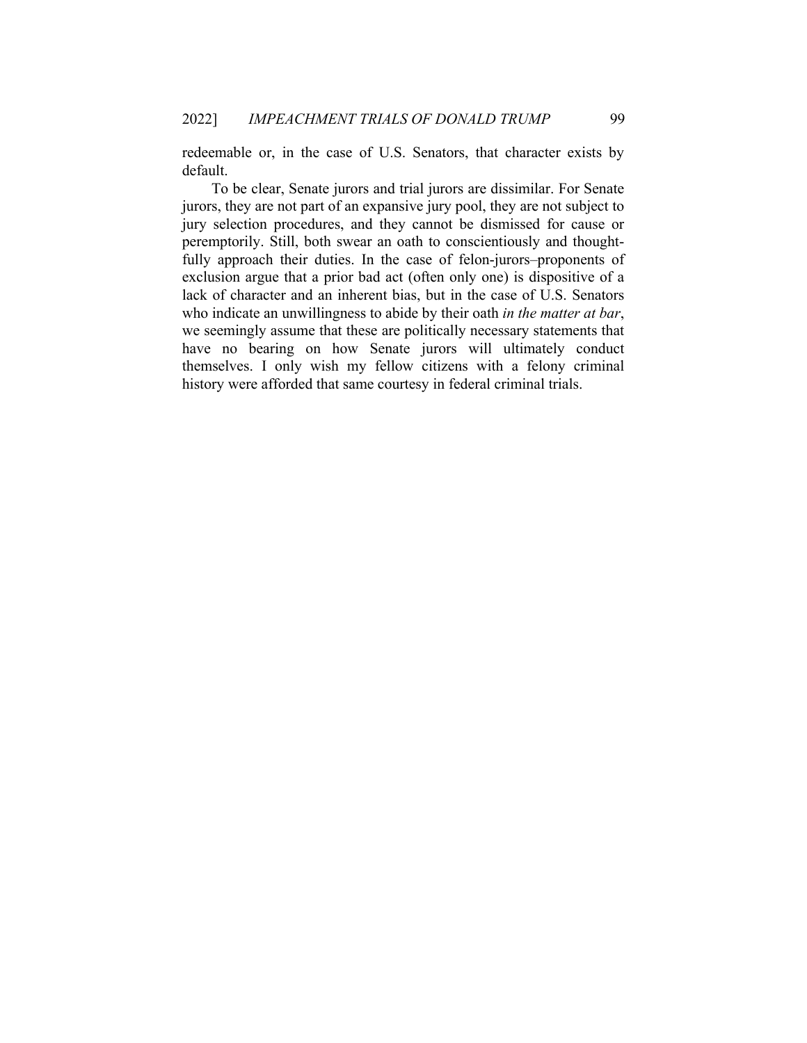redeemable or, in the case of U.S. Senators, that character exists by default.

To be clear, Senate jurors and trial jurors are dissimilar. For Senate jurors, they are not part of an expansive jury pool, they are not subject to jury selection procedures, and they cannot be dismissed for cause or peremptorily. Still, both swear an oath to conscientiously and thoughtfully approach their duties. In the case of felon-jurors–proponents of exclusion argue that a prior bad act (often only one) is dispositive of a lack of character and an inherent bias, but in the case of U.S. Senators who indicate an unwillingness to abide by their oath *in the matter at bar*, we seemingly assume that these are politically necessary statements that have no bearing on how Senate jurors will ultimately conduct themselves. I only wish my fellow citizens with a felony criminal history were afforded that same courtesy in federal criminal trials.